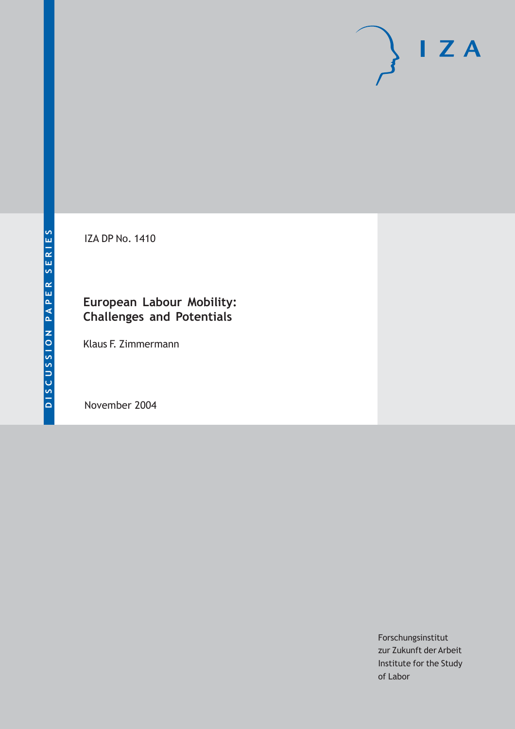DISCUSSION PAPER SERIES

IZA

IZA DP No. 1410

# European Labour Mobility: Challenges and Potentials

Klaus F. Zimmermann

November 2004

Forschungsinstitut
zur Zukunft der Arbeit
Institute for the Study
of Labor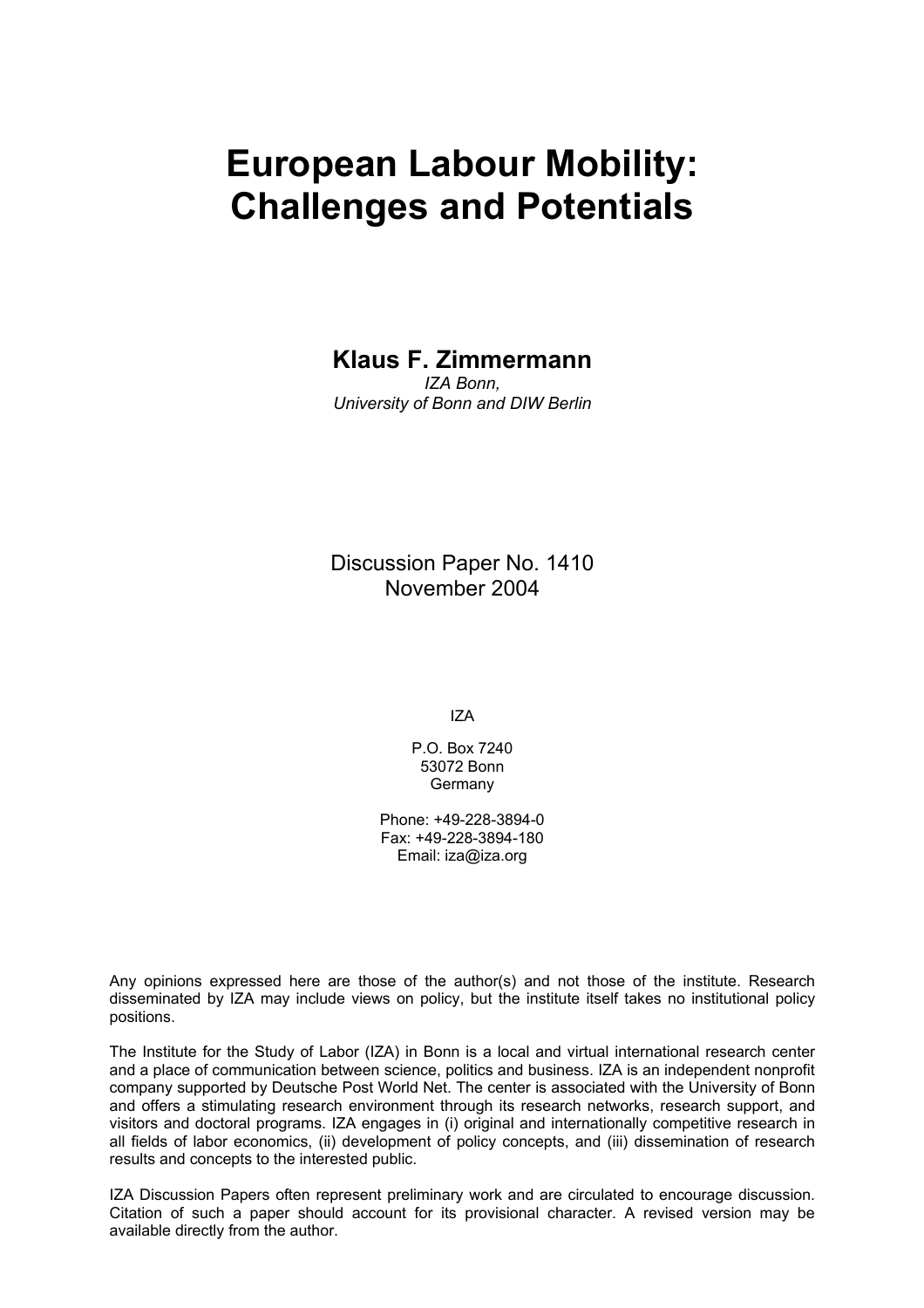# European Labour Mobility: Challenges and Potentials

**Klaus F. Zimmermann**

*IZA Bonn,*
*University of Bonn and DIW Berlin*

Discussion Paper No. 1410
November 2004

IZA

P.O. Box 7240
53072 Bonn
Germany

Phone: +49-228-3894-0
Fax: +49-228-3894-180
Email: iza@iza.org

Any opinions expressed here are those of the author(s) and not those of the institute. Research disseminated by IZA may include views on policy, but the institute itself takes no institutional policy positions.

The Institute for the Study of Labor (IZA) in Bonn is a local and virtual international research center and a place of communication between science, politics and business. IZA is an independent nonprofit company supported by Deutsche Post World Net. The center is associated with the University of Bonn and offers a stimulating research environment through its research networks, research support, and visitors and doctoral programs. IZA engages in (i) original and internationally competitive research in all fields of labor economics, (ii) development of policy concepts, and (iii) dissemination of research results and concepts to the interested public.

IZA Discussion Papers often represent preliminary work and are circulated to encourage discussion. Citation of such a paper should account for its provisional character. A revised version may be available directly from the author.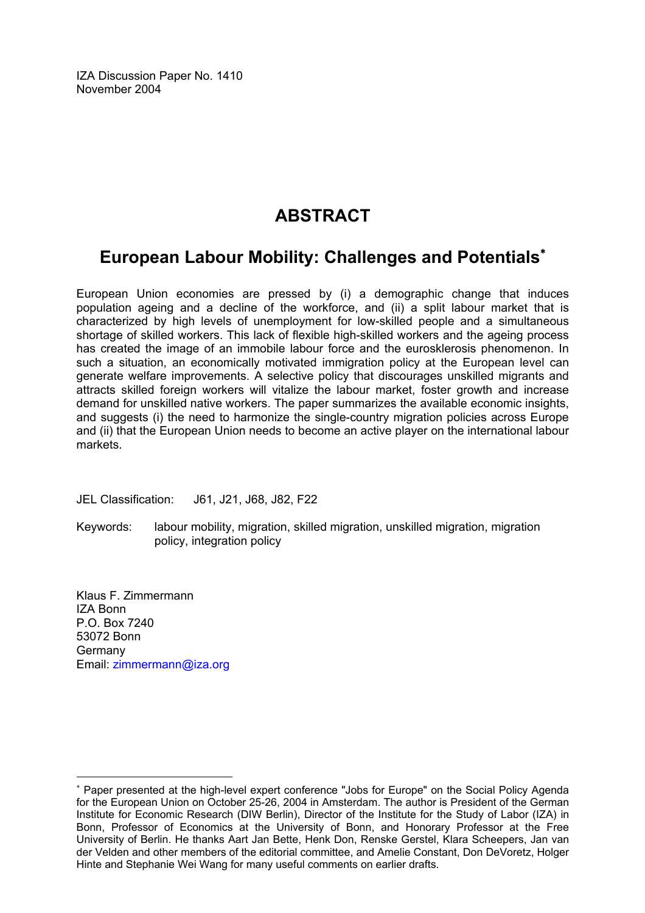IZA Discussion Paper No. 1410
November 2004

# ABSTRACT

## European Labour Mobility: Challenges and Potentials*

European Union economies are pressed by (i) a demographic change that induces population ageing and a decline of the workforce, and (ii) a split labour market that is characterized by high levels of unemployment for low-skilled people and a simultaneous shortage of skilled workers. This lack of flexible high-skilled workers and the ageing process has created the image of an immobile labour force and the eurosklerosis phenomenon. In such a situation, an economically motivated immigration policy at the European level can generate welfare improvements. A selective policy that discourages unskilled migrants and attracts skilled foreign workers will vitalize the labour market, foster growth and increase demand for unskilled native workers. The paper summarizes the available economic insights, and suggests (i) the need to harmonize the single-country migration policies across Europe and (ii) that the European Union needs to become an active player on the international labour markets.

JEL Classification: J61, J21, J68, J82, F22

Keywords: labour mobility, migration, skilled migration, unskilled migration, migration policy, integration policy

Klaus F. Zimmermann
IZA Bonn
P.O. Box 7240
53072 Bonn
Germany
Email: zimmermann@iza.org

---

* Paper presented at the high-level expert conference "Jobs for Europe" on the Social Policy Agenda for the European Union on October 25-26, 2004 in Amsterdam. The author is President of the German Institute for Economic Research (DIW Berlin), Director of the Institute for the Study of Labor (IZA) in Bonn, Professor of Economics at the University of Bonn, and Honorary Professor at the Free University of Berlin. He thanks Aart Jan Bette, Henk Don, Renske Gerstel, Klara Scheepers, Jan van der Velden and other members of the editorial committee, and Amelie Constant, Don DeVoretz, Holger Hinte and Stephanie Wei Wang for many useful comments on earlier drafts.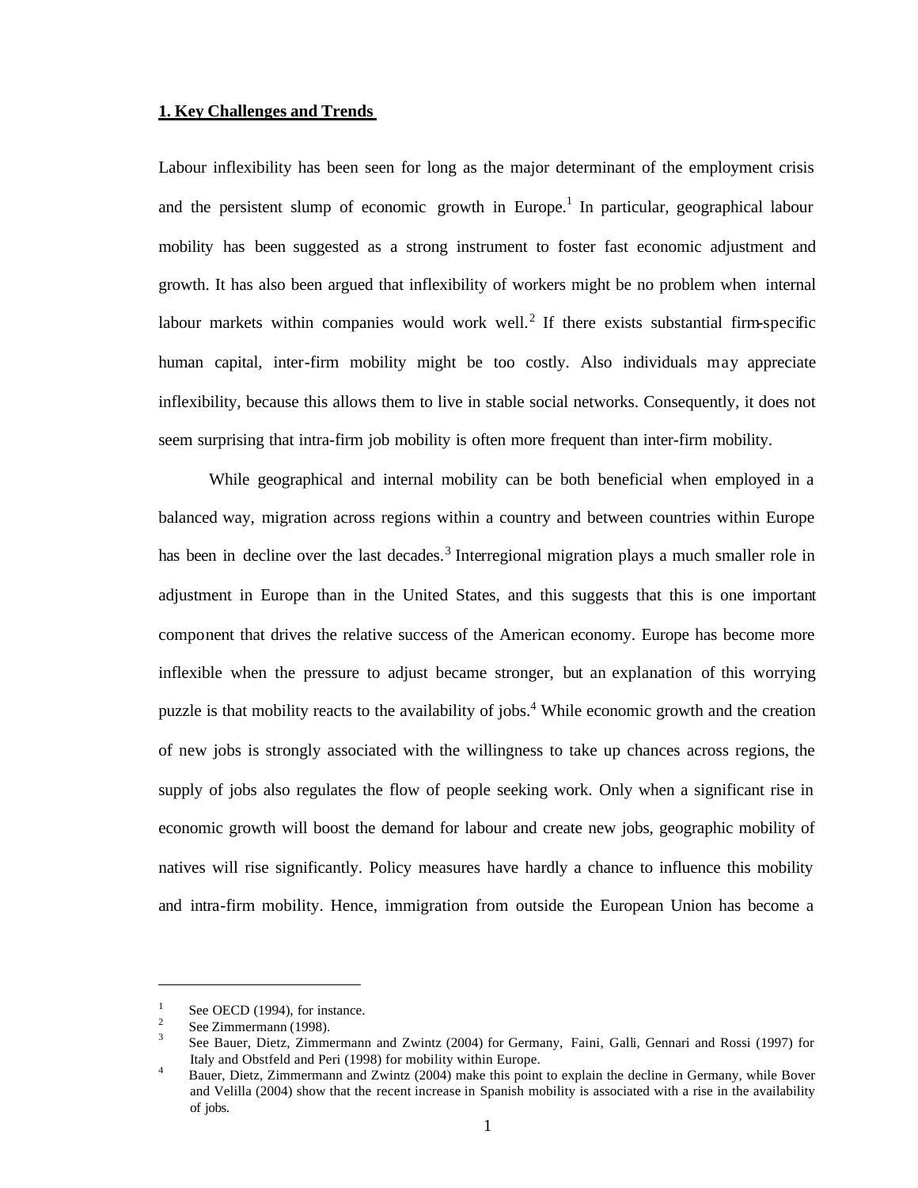## 1. Key Challenges and Trends

Labour inflexibility has been seen for long as the major determinant of the employment crisis and the persistent slump of economic growth in Europe.[1] In particular, geographical labour mobility has been suggested as a strong instrument to foster fast economic adjustment and growth. It has also been argued that inflexibility of workers might be no problem when internal labour markets within companies would work well.[2] If there exists substantial firm-specific human capital, inter-firm mobility might be too costly. Also individuals may appreciate inflexibility, because this allows them to live in stable social networks. Consequently, it does not seem surprising that intra-firm job mobility is often more frequent than inter-firm mobility.

While geographical and internal mobility can be both beneficial when employed in a balanced way, migration across regions within a country and between countries within Europe has been in decline over the last decades.[3] Interregional migration plays a much smaller role in adjustment in Europe than in the United States, and this suggests that this is one important component that drives the relative success of the American economy. Europe has become more inflexible when the pressure to adjust became stronger, but an explanation of this worrying puzzle is that mobility reacts to the availability of jobs.[4] While economic growth and the creation of new jobs is strongly associated with the willingness to take up chances across regions, the supply of jobs also regulates the flow of people seeking work. Only when a significant rise in economic growth will boost the demand for labour and create new jobs, geographic mobility of natives will rise significantly. Policy measures have hardly a chance to influence this mobility and intra-firm mobility. Hence, immigration from outside the European Union has become a

---

[1] See OECD (1994), for instance.

[2] See Zimmermann (1998).

[3] See Bauer, Dietz, Zimmermann and Zwintz (2004) for Germany, Faini, Galli, Gennari and Rossi (1997) for Italy and Obstfeld and Peri (1998) for mobility within Europe.

[4] Bauer, Dietz, Zimmermann and Zwintz (2004) make this point to explain the decline in Germany, while Bover and Velilla (2004) show that the recent increase in Spanish mobility is associated with a rise in the availability of jobs.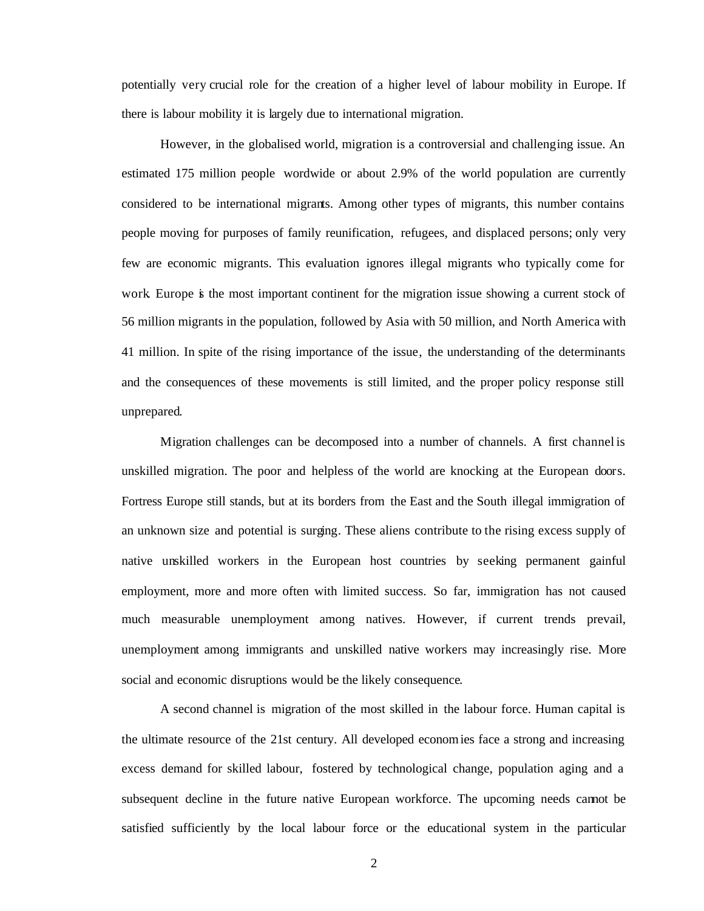potentially very crucial role for the creation of a higher level of labour mobility in Europe. If there is labour mobility it is largely due to international migration.

However, in the globalised world, migration is a controversial and challenging issue. An estimated 175 million people wordwide or about 2.9% of the world population are currently considered to be international migrants. Among other types of migrants, this number contains people moving for purposes of family reunification, refugees, and displaced persons; only very few are economic migrants. This evaluation ignores illegal migrants who typically come for work. Europe is the most important continent for the migration issue showing a current stock of 56 million migrants in the population, followed by Asia with 50 million, and North America with 41 million. In spite of the rising importance of the issue, the understanding of the determinants and the consequences of these movements is still limited, and the proper policy response still unprepared.

Migration challenges can be decomposed into a number of channels. A first channel is unskilled migration. The poor and helpless of the world are knocking at the European doors. Fortress Europe still stands, but at its borders from the East and the South illegal immigration of an unknown size and potential is surging. These aliens contribute to the rising excess supply of native unskilled workers in the European host countries by seeking permanent gainful employment, more and more often with limited success. So far, immigration has not caused much measurable unemployment among natives. However, if current trends prevail, unemployment among immigrants and unskilled native workers may increasingly rise. More social and economic disruptions would be the likely consequence.

A second channel is migration of the most skilled in the labour force. Human capital is the ultimate resource of the 21st century. All developed economies face a strong and increasing excess demand for skilled labour, fostered by technological change, population aging and a subsequent decline in the future native European workforce. The upcoming needs cannot be satisfied sufficiently by the local labour force or the educational system in the particular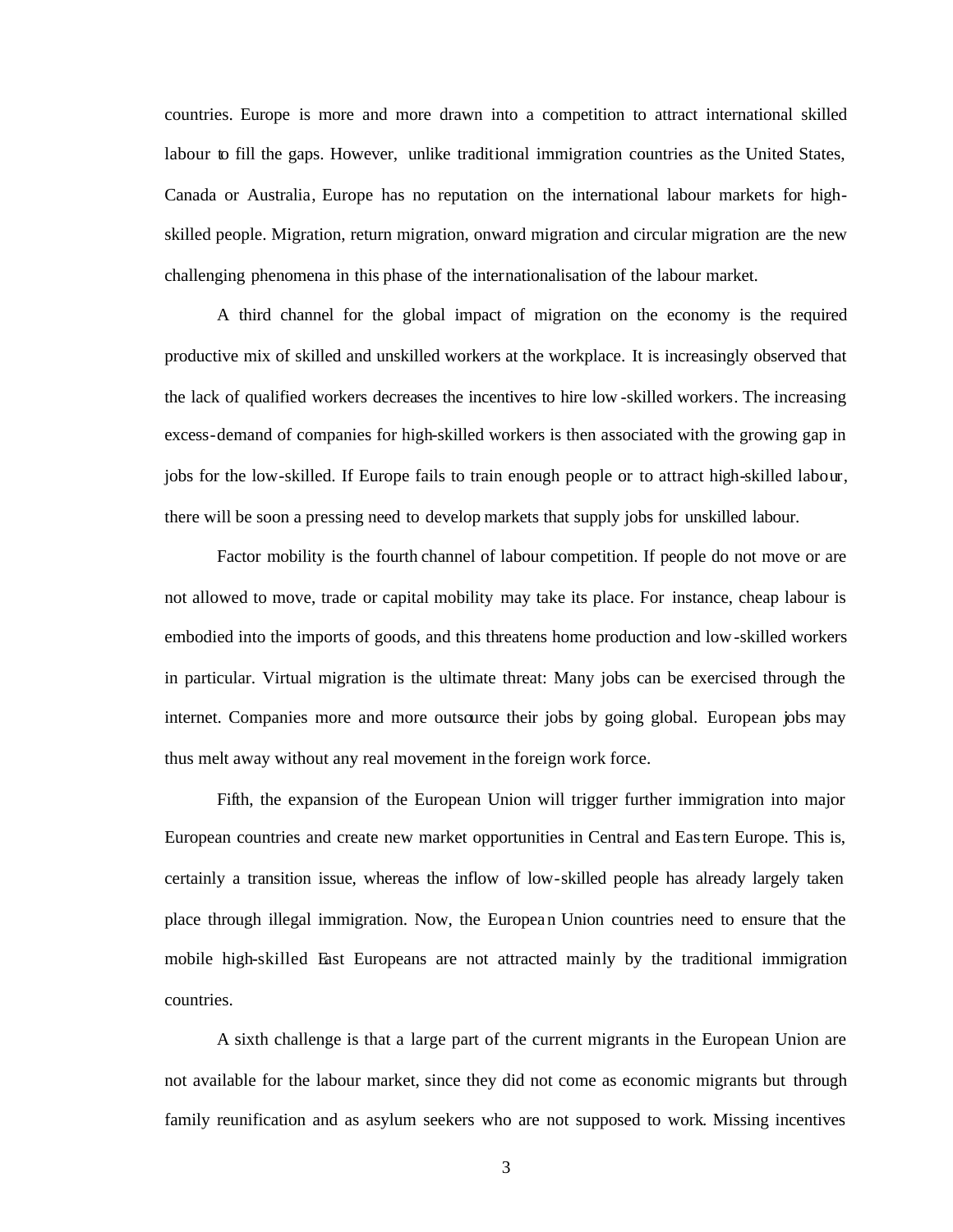countries. Europe is more and more drawn into a competition to attract international skilled labour to fill the gaps. However, unlike traditional immigration countries as the United States, Canada or Australia, Europe has no reputation on the international labour markets for high-skilled people. Migration, return migration, onward migration and circular migration are the new challenging phenomena in this phase of the internationalisation of the labour market.

A third channel for the global impact of migration on the economy is the required productive mix of skilled and unskilled workers at the workplace. It is increasingly observed that the lack of qualified workers decreases the incentives to hire low-skilled workers. The increasing excess-demand of companies for high-skilled workers is then associated with the growing gap in jobs for the low-skilled. If Europe fails to train enough people or to attract high-skilled labour, there will be soon a pressing need to develop markets that supply jobs for unskilled labour.

Factor mobility is the fourth channel of labour competition. If people do not move or are not allowed to move, trade or capital mobility may take its place. For instance, cheap labour is embodied into the imports of goods, and this threatens home production and low-skilled workers in particular. Virtual migration is the ultimate threat: Many jobs can be exercised through the internet. Companies more and more outsource their jobs by going global. European jobs may thus melt away without any real movement in the foreign work force.

Fifth, the expansion of the European Union will trigger further immigration into major European countries and create new market opportunities in Central and Eastern Europe. This is, certainly a transition issue, whereas the inflow of low-skilled people has already largely taken place through illegal immigration. Now, the European Union countries need to ensure that the mobile high-skilled East Europeans are not attracted mainly by the traditional immigration countries.

A sixth challenge is that a large part of the current migrants in the European Union are not available for the labour market, since they did not come as economic migrants but through family reunification and as asylum seekers who are not supposed to work. Missing incentives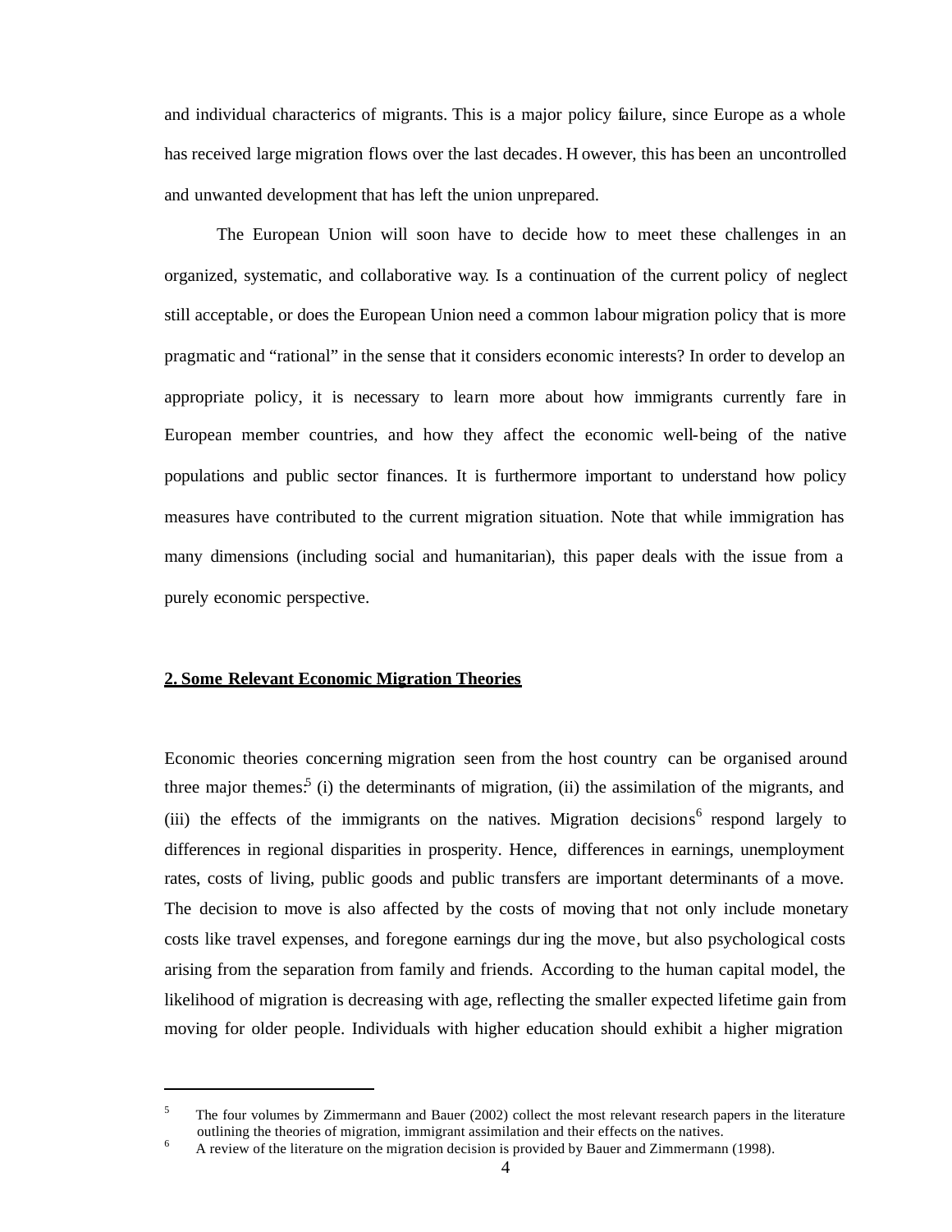and individual characterics of migrants. This is a major policy failure, since Europe as a whole has received large migration flows over the last decades. However, this has been an uncontrolled and unwanted development that has left the union unprepared.

The European Union will soon have to decide how to meet these challenges in an organized, systematic, and collaborative way. Is a continuation of the current policy of neglect still acceptable, or does the European Union need a common labour migration policy that is more pragmatic and "rational" in the sense that it considers economic interests? In order to develop an appropriate policy, it is necessary to learn more about how immigrants currently fare in European member countries, and how they affect the economic well-being of the native populations and public sector finances. It is furthermore important to understand how policy measures have contributed to the current migration situation. Note that while immigration has many dimensions (including social and humanitarian), this paper deals with the issue from a purely economic perspective.

## 2. Some Relevant Economic Migration Theories

Economic theories concerning migration seen from the host country can be organised around three major themes:[5] (i) the determinants of migration, (ii) the assimilation of the migrants, and (iii) the effects of the immigrants on the natives. Migration decisions[6] respond largely to differences in regional disparities in prosperity. Hence, differences in earnings, unemployment rates, costs of living, public goods and public transfers are important determinants of a move. The decision to move is also affected by the costs of moving that not only include monetary costs like travel expenses, and foregone earnings during the move, but also psychological costs arising from the separation from family and friends. According to the human capital model, the likelihood of migration is decreasing with age, reflecting the smaller expected lifetime gain from moving for older people. Individuals with higher education should exhibit a higher migration

---

[5] The four volumes by Zimmermann and Bauer (2002) collect the most relevant research papers in the literature outlining the theories of migration, immigrant assimilation and their effects on the natives.

[6] A review of the literature on the migration decision is provided by Bauer and Zimmermann (1998).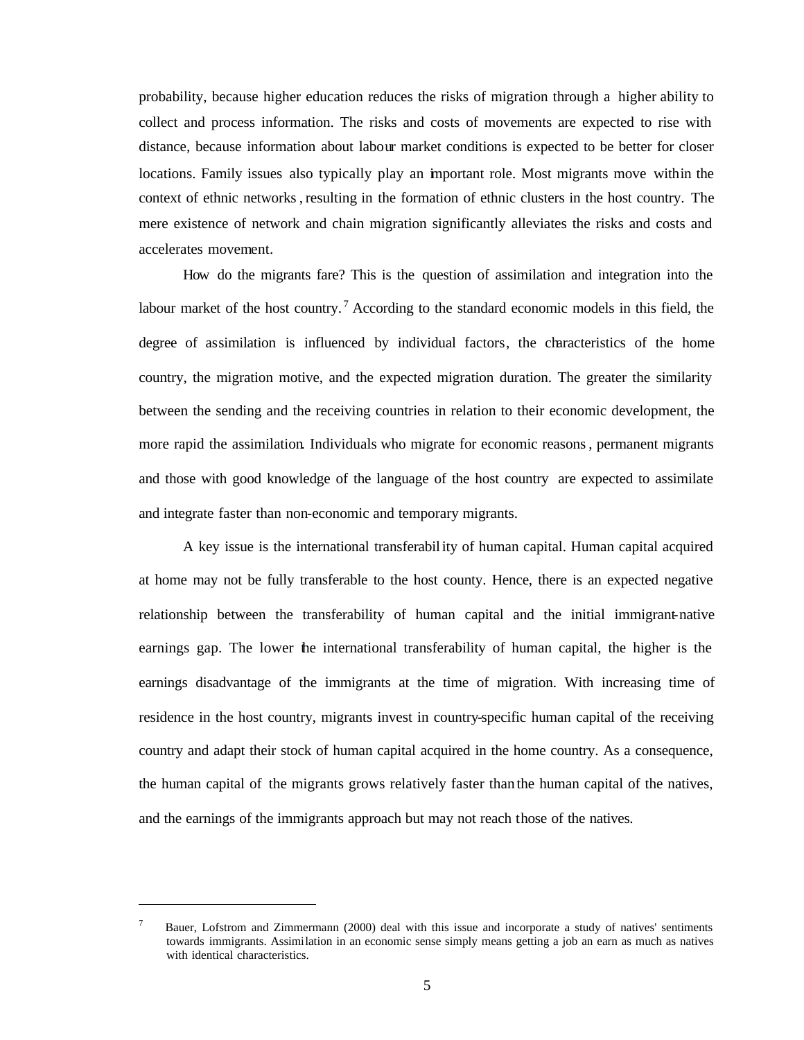probability, because higher education reduces the risks of migration through a higher ability to collect and process information. The risks and costs of movements are expected to rise with distance, because information about labour market conditions is expected to be better for closer locations. Family issues also typically play an important role. Most migrants move within the context of ethnic networks, resulting in the formation of ethnic clusters in the host country. The mere existence of network and chain migration significantly alleviates the risks and costs and accelerates movement.

How do the migrants fare? This is the question of assimilation and integration into the labour market of the host country.[7] According to the standard economic models in this field, the degree of assimilation is influenced by individual factors, the characteristics of the home country, the migration motive, and the expected migration duration. The greater the similarity between the sending and the receiving countries in relation to their economic development, the more rapid the assimilation. Individuals who migrate for economic reasons, permanent migrants and those with good knowledge of the language of the host country are expected to assimilate and integrate faster than non-economic and temporary migrants.

A key issue is the international transferability of human capital. Human capital acquired at home may not be fully transferable to the host county. Hence, there is an expected negative relationship between the transferability of human capital and the initial immigrant-native earnings gap. The lower the international transferability of human capital, the higher is the earnings disadvantage of the immigrants at the time of migration. With increasing time of residence in the host country, migrants invest in country-specific human capital of the receiving country and adapt their stock of human capital acquired in the home country. As a consequence, the human capital of the migrants grows relatively faster than the human capital of the natives, and the earnings of the immigrants approach but may not reach those of the natives.

---

[7] Bauer, Lofstrom and Zimmermann (2000) deal with this issue and incorporate a study of natives' sentiments towards immigrants. Assimilation in an economic sense simply means getting a job an earn as much as natives with identical characteristics.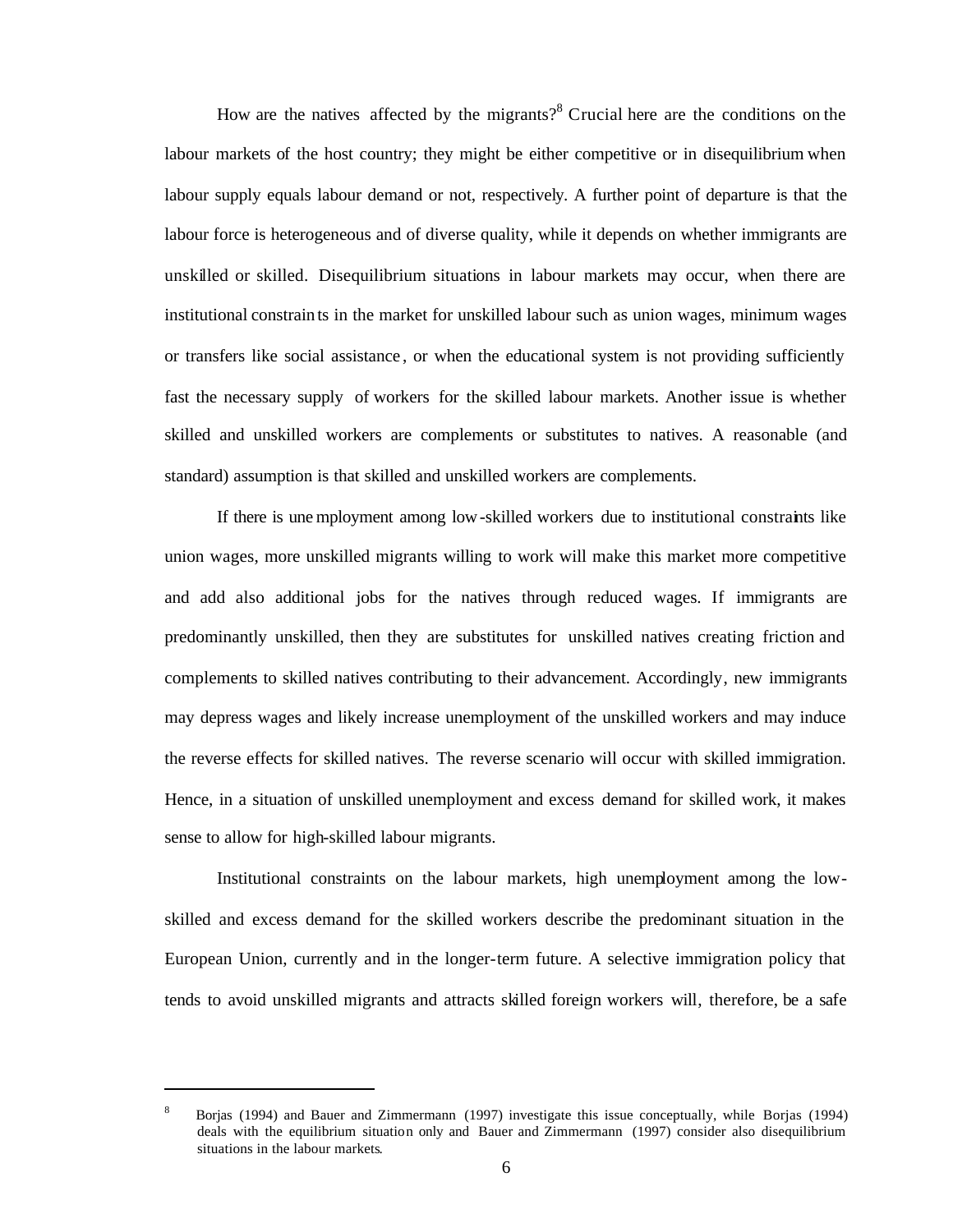How are the natives affected by the migrants?[8] Crucial here are the conditions on the labour markets of the host country; they might be either competitive or in disequilibrium when labour supply equals labour demand or not, respectively. A further point of departure is that the labour force is heterogeneous and of diverse quality, while it depends on whether immigrants are unskilled or skilled. Disequilibrium situations in labour markets may occur, when there are institutional constraints in the market for unskilled labour such as union wages, minimum wages or transfers like social assistance, or when the educational system is not providing sufficiently fast the necessary supply of workers for the skilled labour markets. Another issue is whether skilled and unskilled workers are complements or substitutes to natives. A reasonable (and standard) assumption is that skilled and unskilled workers are complements.

If there is unemployment among low-skilled workers due to institutional constraints like union wages, more unskilled migrants willing to work will make this market more competitive and add also additional jobs for the natives through reduced wages. If immigrants are predominantly unskilled, then they are substitutes for unskilled natives creating friction and complements to skilled natives contributing to their advancement. Accordingly, new immigrants may depress wages and likely increase unemployment of the unskilled workers and may induce the reverse effects for skilled natives. The reverse scenario will occur with skilled immigration. Hence, in a situation of unskilled unemployment and excess demand for skilled work, it makes sense to allow for high-skilled labour migrants.

Institutional constraints on the labour markets, high unemployment among the low-skilled and excess demand for the skilled workers describe the predominant situation in the European Union, currently and in the longer-term future. A selective immigration policy that tends to avoid unskilled migrants and attracts skilled foreign workers will, therefore, be a safe

---

[8] Borjas (1994) and Bauer and Zimmermann (1997) investigate this issue conceptually, while Borjas (1994) deals with the equilibrium situation only and Bauer and Zimmermann (1997) consider also disequilibrium situations in the labour markets.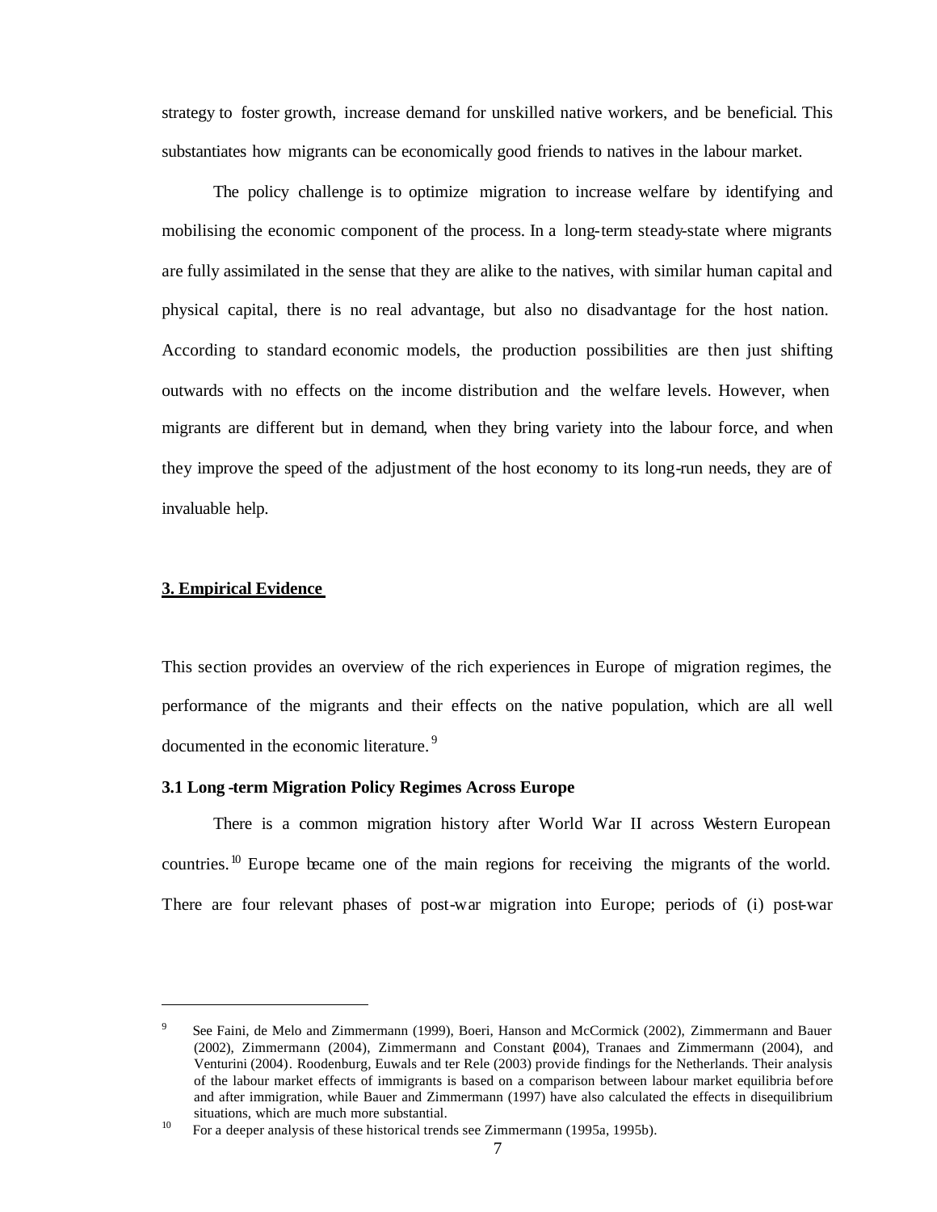strategy to foster growth, increase demand for unskilled native workers, and be beneficial. This substantiates how migrants can be economically good friends to natives in the labour market.

The policy challenge is to optimize migration to increase welfare by identifying and mobilising the economic component of the process. In a long-term steady-state where migrants are fully assimilated in the sense that they are alike to the natives, with similar human capital and physical capital, there is no real advantage, but also no disadvantage for the host nation. According to standard economic models, the production possibilities are then just shifting outwards with no effects on the income distribution and the welfare levels. However, when migrants are different but in demand, when they bring variety into the labour force, and when they improve the speed of the adjustment of the host economy to its long-run needs, they are of invaluable help.

## 3. Empirical Evidence

This section provides an overview of the rich experiences in Europe of migration regimes, the performance of the migrants and their effects on the native population, which are all well documented in the economic literature.[9]

### 3.1 Long-term Migration Policy Regimes Across Europe

There is a common migration history after World War II across Western European countries.[10] Europe became one of the main regions for receiving the migrants of the world. There are four relevant phases of post-war migration into Europe; periods of (i) post-war

---

[9] See Faini, de Melo and Zimmermann (1999), Boeri, Hanson and McCormick (2002), Zimmermann and Bauer (2002), Zimmermann (2004), Zimmermann and Constant (2004), Tranaes and Zimmermann (2004), and Venturini (2004). Roodenburg, Euwals and ter Rele (2003) provide findings for the Netherlands. Their analysis of the labour market effects of immigrants is based on a comparison between labour market equilibria before and after immigration, while Bauer and Zimmermann (1997) have also calculated the effects in disequilibrium situations, which are much more substantial.

[10] For a deeper analysis of these historical trends see Zimmermann (1995a, 1995b).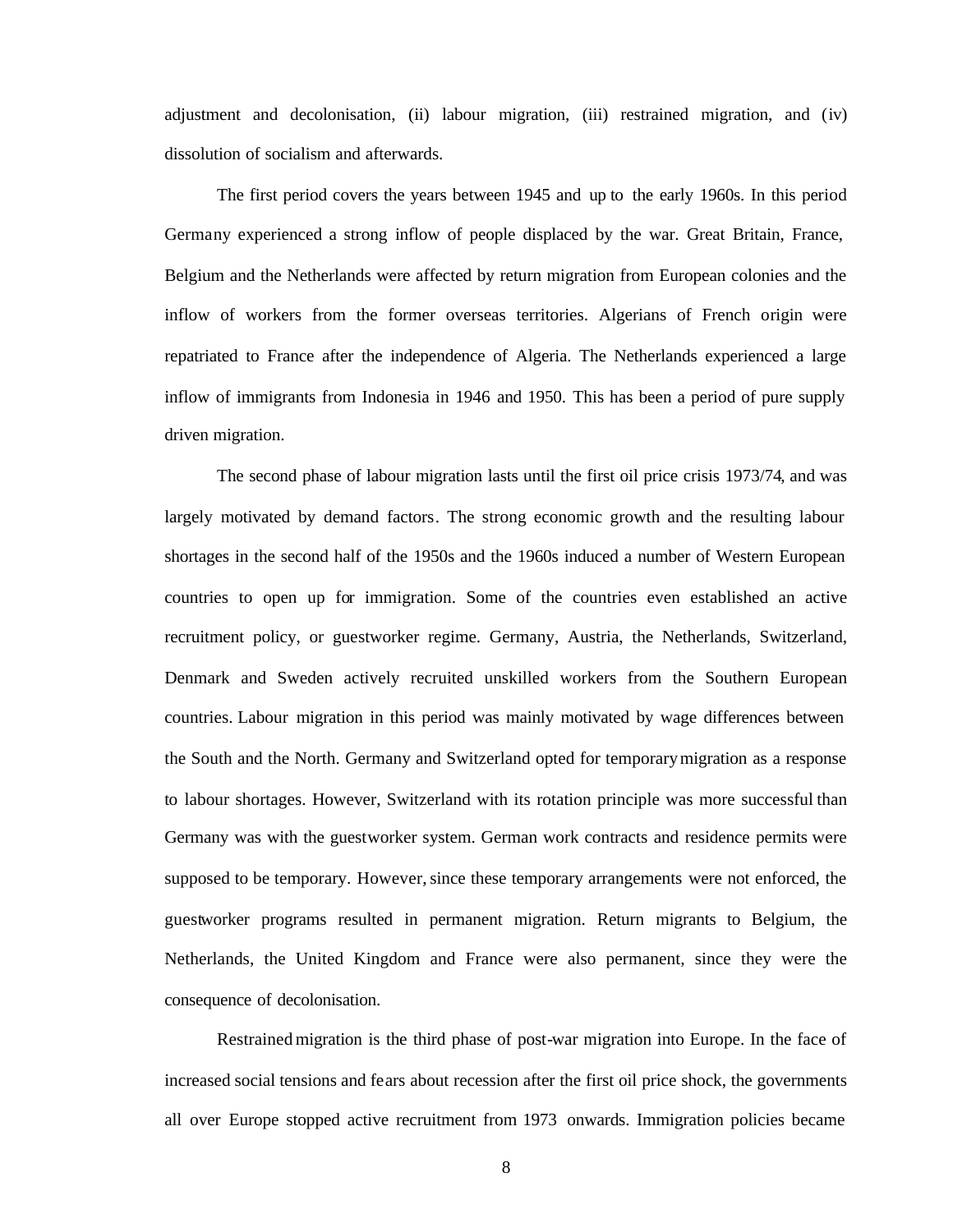adjustment and decolonisation, (ii) labour migration, (iii) restrained migration, and (iv) dissolution of socialism and afterwards.

The first period covers the years between 1945 and up to the early 1960s. In this period Germany experienced a strong inflow of people displaced by the war. Great Britain, France, Belgium and the Netherlands were affected by return migration from European colonies and the inflow of workers from the former overseas territories. Algerians of French origin were repatriated to France after the independence of Algeria. The Netherlands experienced a large inflow of immigrants from Indonesia in 1946 and 1950. This has been a period of pure supply driven migration.

The second phase of labour migration lasts until the first oil price crisis 1973/74, and was largely motivated by demand factors. The strong economic growth and the resulting labour shortages in the second half of the 1950s and the 1960s induced a number of Western European countries to open up for immigration. Some of the countries even established an active recruitment policy, or guestworker regime. Germany, Austria, the Netherlands, Switzerland, Denmark and Sweden actively recruited unskilled workers from the Southern European countries. Labour migration in this period was mainly motivated by wage differences between the South and the North. Germany and Switzerland opted for temporary migration as a response to labour shortages. However, Switzerland with its rotation principle was more successful than Germany was with the guestworker system. German work contracts and residence permits were supposed to be temporary. However, since these temporary arrangements were not enforced, the guestworker programs resulted in permanent migration. Return migrants to Belgium, the Netherlands, the United Kingdom and France were also permanent, since they were the consequence of decolonisation.

Restrained migration is the third phase of post-war migration into Europe. In the face of increased social tensions and fears about recession after the first oil price shock, the governments all over Europe stopped active recruitment from 1973 onwards. Immigration policies became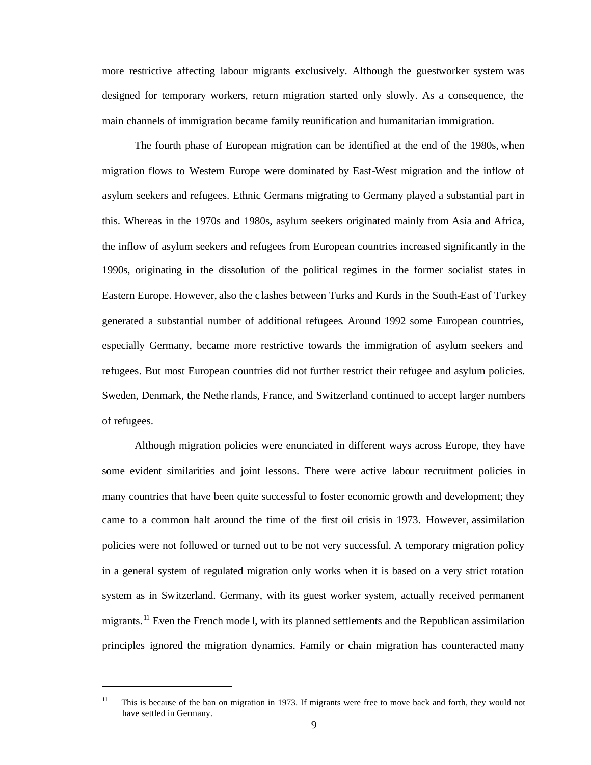more restrictive affecting labour migrants exclusively. Although the guestworker system was designed for temporary workers, return migration started only slowly. As a consequence, the main channels of immigration became family reunification and humanitarian immigration.

The fourth phase of European migration can be identified at the end of the 1980s, when migration flows to Western Europe were dominated by East-West migration and the inflow of asylum seekers and refugees. Ethnic Germans migrating to Germany played a substantial part in this. Whereas in the 1970s and 1980s, asylum seekers originated mainly from Asia and Africa, the inflow of asylum seekers and refugees from European countries increased significantly in the 1990s, originating in the dissolution of the political regimes in the former socialist states in Eastern Europe. However, also the clashes between Turks and Kurds in the South-East of Turkey generated a substantial number of additional refugees. Around 1992 some European countries, especially Germany, became more restrictive towards the immigration of asylum seekers and refugees. But most European countries did not further restrict their refugee and asylum policies. Sweden, Denmark, the Netherlands, France, and Switzerland continued to accept larger numbers of refugees.

Although migration policies were enunciated in different ways across Europe, they have some evident similarities and joint lessons. There were active labour recruitment policies in many countries that have been quite successful to foster economic growth and development; they came to a common halt around the time of the first oil crisis in 1973. However, assimilation policies were not followed or turned out to be not very successful. A temporary migration policy in a general system of regulated migration only works when it is based on a very strict rotation system as in Switzerland. Germany, with its guest worker system, actually received permanent migrants.[11] Even the French model, with its planned settlements and the Republican assimilation principles ignored the migration dynamics. Family or chain migration has counteracted many

---

[11] This is because of the ban on migration in 1973. If migrants were free to move back and forth, they would not have settled in Germany.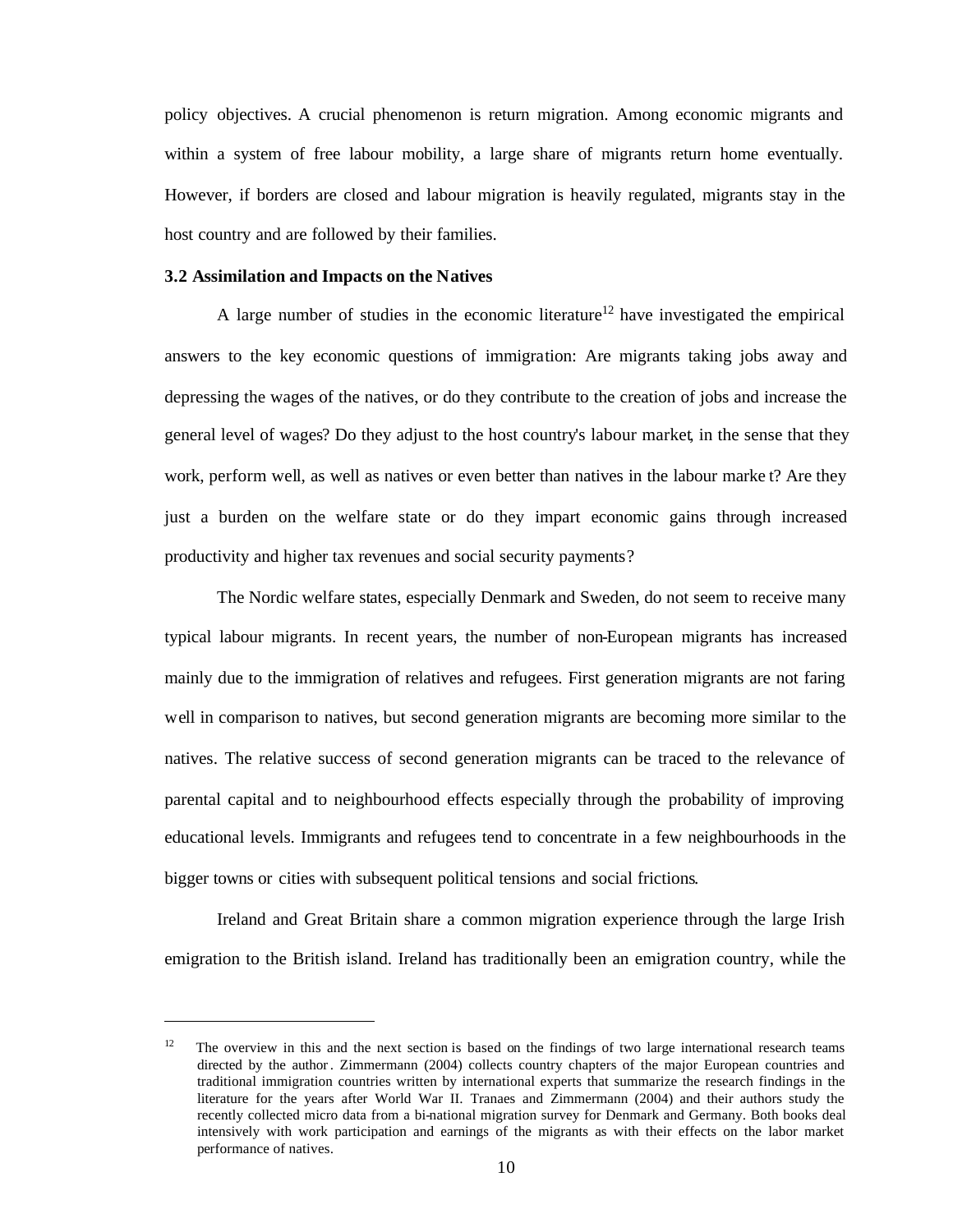policy objectives. A crucial phenomenon is return migration. Among economic migrants and within a system of free labour mobility, a large share of migrants return home eventually. However, if borders are closed and labour migration is heavily regulated, migrants stay in the host country and are followed by their families.

### 3.2 Assimilation and Impacts on the Natives

A large number of studies in the economic literature[12] have investigated the empirical answers to the key economic questions of immigration: Are migrants taking jobs away and depressing the wages of the natives, or do they contribute to the creation of jobs and increase the general level of wages? Do they adjust to the host country's labour market, in the sense that they work, perform well, as well as natives or even better than natives in the labour marke t? Are they just a burden on the welfare state or do they impart economic gains through increased productivity and higher tax revenues and social security payments?

The Nordic welfare states, especially Denmark and Sweden, do not seem to receive many typical labour migrants. In recent years, the number of non-European migrants has increased mainly due to the immigration of relatives and refugees. First generation migrants are not faring well in comparison to natives, but second generation migrants are becoming more similar to the natives. The relative success of second generation migrants can be traced to the relevance of parental capital and to neighbourhood effects especially through the probability of improving educational levels. Immigrants and refugees tend to concentrate in a few neighbourhoods in the bigger towns or cities with subsequent political tensions and social frictions.

Ireland and Great Britain share a common migration experience through the large Irish emigration to the British island. Ireland has traditionally been an emigration country, while the

---

[12] The overview in this and the next section is based on the findings of two large international research teams directed by the author. Zimmermann (2004) collects country chapters of the major European countries and traditional immigration countries written by international experts that summarize the research findings in the literature for the years after World War II. Tranaes and Zimmermann (2004) and their authors study the recently collected micro data from a bi-national migration survey for Denmark and Germany. Both books deal intensively with work participation and earnings of the migrants as with their effects on the labor market performance of natives.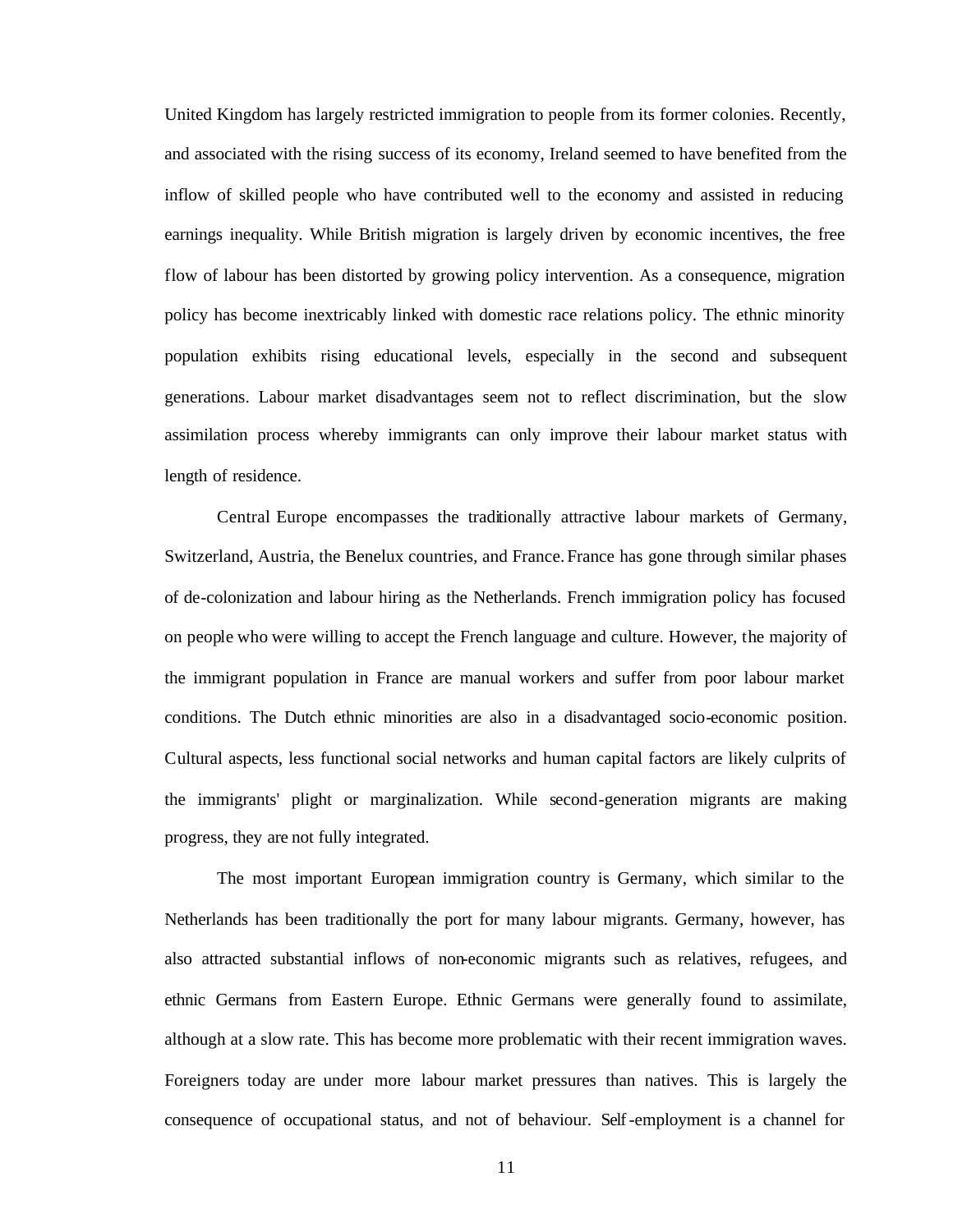United Kingdom has largely restricted immigration to people from its former colonies. Recently, and associated with the rising success of its economy, Ireland seemed to have benefited from the inflow of skilled people who have contributed well to the economy and assisted in reducing earnings inequality. While British migration is largely driven by economic incentives, the free flow of labour has been distorted by growing policy intervention. As a consequence, migration policy has become inextricably linked with domestic race relations policy. The ethnic minority population exhibits rising educational levels, especially in the second and subsequent generations. Labour market disadvantages seem not to reflect discrimination, but the slow assimilation process whereby immigrants can only improve their labour market status with length of residence.

Central Europe encompasses the traditionally attractive labour markets of Germany, Switzerland, Austria, the Benelux countries, and France. France has gone through similar phases of de-colonization and labour hiring as the Netherlands. French immigration policy has focused on people who were willing to accept the French language and culture. However, the majority of the immigrant population in France are manual workers and suffer from poor labour market conditions. The Dutch ethnic minorities are also in a disadvantaged socio-economic position. Cultural aspects, less functional social networks and human capital factors are likely culprits of the immigrants' plight or marginalization. While second-generation migrants are making progress, they are not fully integrated.

The most important European immigration country is Germany, which similar to the Netherlands has been traditionally the port for many labour migrants. Germany, however, has also attracted substantial inflows of non-economic migrants such as relatives, refugees, and ethnic Germans from Eastern Europe. Ethnic Germans were generally found to assimilate, although at a slow rate. This has become more problematic with their recent immigration waves. Foreigners today are under more labour market pressures than natives. This is largely the consequence of occupational status, and not of behaviour. Self-employment is a channel for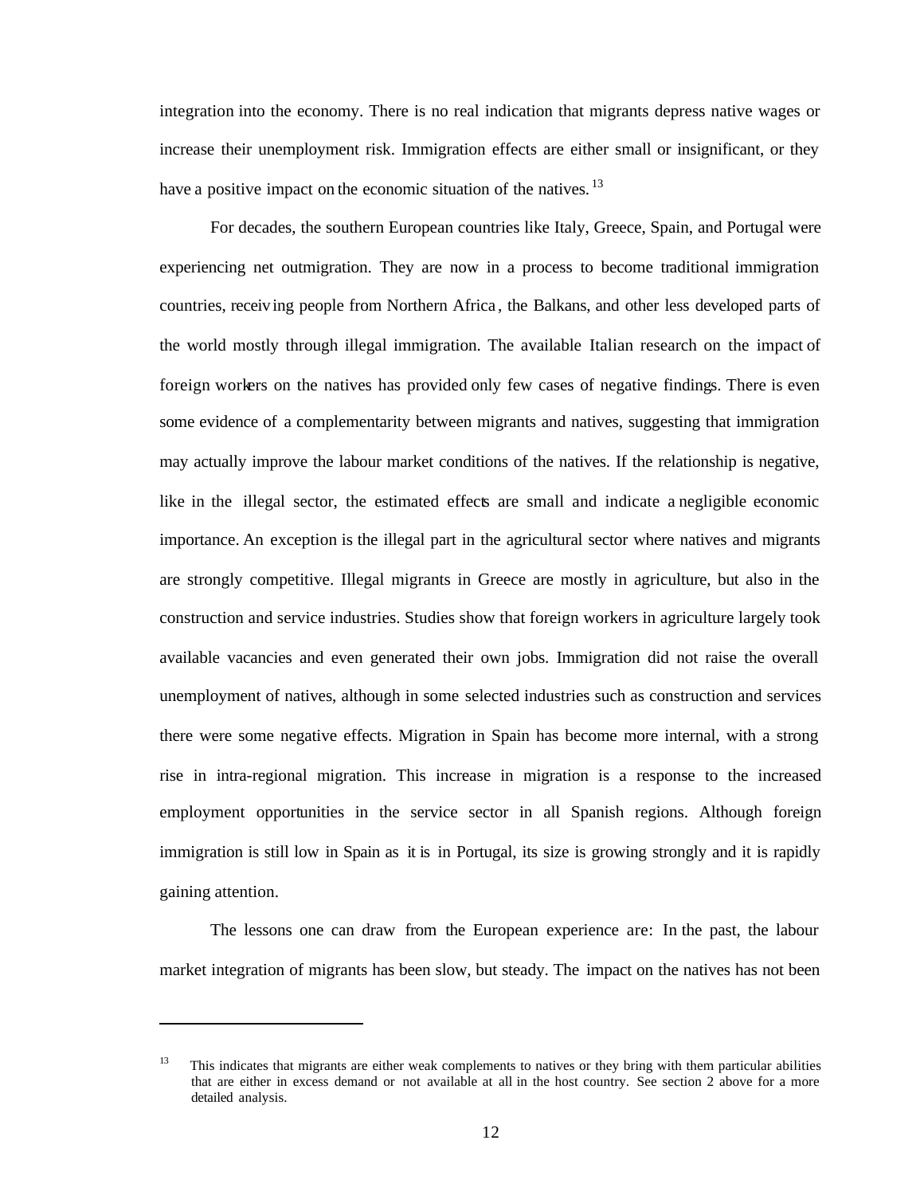integration into the economy. There is no real indication that migrants depress native wages or increase their unemployment risk. Immigration effects are either small or insignificant, or they have a positive impact on the economic situation of the natives.[13]

For decades, the southern European countries like Italy, Greece, Spain, and Portugal were experiencing net outmigration. They are now in a process to become traditional immigration countries, receiving people from Northern Africa, the Balkans, and other less developed parts of the world mostly through illegal immigration. The available Italian research on the impact of foreign workers on the natives has provided only few cases of negative findings. There is even some evidence of a complementarity between migrants and natives, suggesting that immigration may actually improve the labour market conditions of the natives. If the relationship is negative, like in the illegal sector, the estimated effects are small and indicate a negligible economic importance. An exception is the illegal part in the agricultural sector where natives and migrants are strongly competitive. Illegal migrants in Greece are mostly in agriculture, but also in the construction and service industries. Studies show that foreign workers in agriculture largely took available vacancies and even generated their own jobs. Immigration did not raise the overall unemployment of natives, although in some selected industries such as construction and services there were some negative effects. Migration in Spain has become more internal, with a strong rise in intra-regional migration. This increase in migration is a response to the increased employment opportunities in the service sector in all Spanish regions. Although foreign immigration is still low in Spain as it is in Portugal, its size is growing strongly and it is rapidly gaining attention.

The lessons one can draw from the European experience are: In the past, the labour market integration of migrants has been slow, but steady. The impact on the natives has not been

---

[13] This indicates that migrants are either weak complements to natives or they bring with them particular abilities that are either in excess demand or not available at all in the host country. See section 2 above for a more detailed analysis.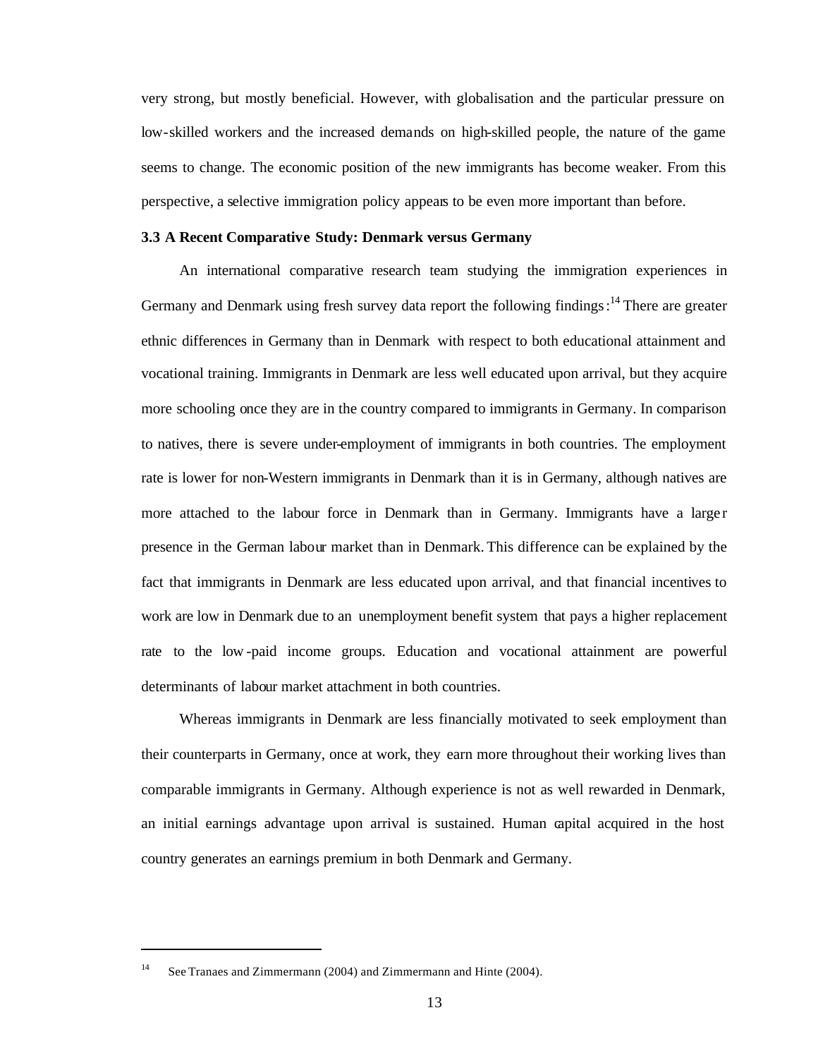very strong, but mostly beneficial. However, with globalisation and the particular pressure on low-skilled workers and the increased demands on high-skilled people, the nature of the game seems to change. The economic position of the new immigrants has become weaker. From this perspective, a selective immigration policy appears to be even more important than before.

### 3.3 A Recent Comparative Study: Denmark versus Germany

An international comparative research team studying the immigration experiences in Germany and Denmark using fresh survey data report the following findings:[14] There are greater ethnic differences in Germany than in Denmark with respect to both educational attainment and vocational training. Immigrants in Denmark are less well educated upon arrival, but they acquire more schooling once they are in the country compared to immigrants in Germany. In comparison to natives, there is severe under-employment of immigrants in both countries. The employment rate is lower for non-Western immigrants in Denmark than it is in Germany, although natives are more attached to the labour force in Denmark than in Germany. Immigrants have a larger presence in the German labour market than in Denmark. This difference can be explained by the fact that immigrants in Denmark are less educated upon arrival, and that financial incentives to work are low in Denmark due to an unemployment benefit system that pays a higher replacement rate to the low-paid income groups. Education and vocational attainment are powerful determinants of labour market attachment in both countries.

Whereas immigrants in Denmark are less financially motivated to seek employment than their counterparts in Germany, once at work, they earn more throughout their working lives than comparable immigrants in Germany. Although experience is not as well rewarded in Denmark, an initial earnings advantage upon arrival is sustained. Human capital acquired in the host country generates an earnings premium in both Denmark and Germany.

---

[14] See Tranaes and Zimmermann (2004) and Zimmermann and Hinte (2004).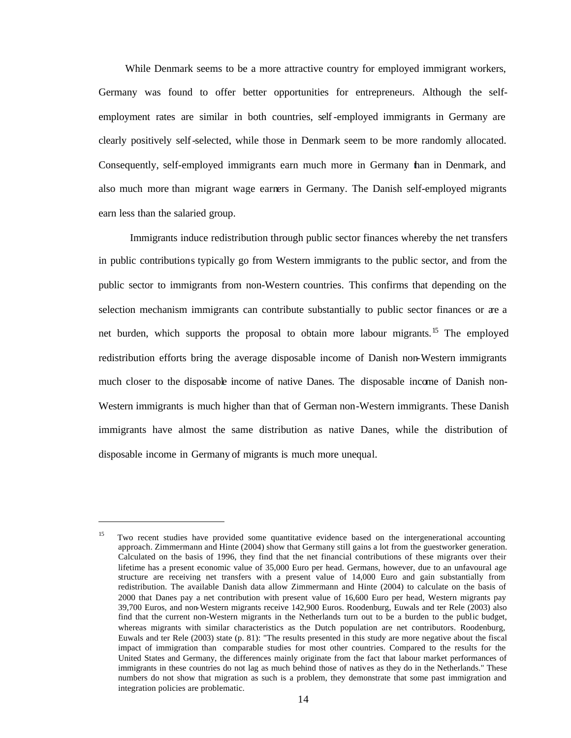While Denmark seems to be a more attractive country for employed immigrant workers, Germany was found to offer better opportunities for entrepreneurs. Although the self-employment rates are similar in both countries, self-employed immigrants in Germany are clearly positively self-selected, while those in Denmark seem to be more randomly allocated. Consequently, self-employed immigrants earn much more in Germany than in Denmark, and also much more than migrant wage earners in Germany. The Danish self-employed migrants earn less than the salaried group.

Immigrants induce redistribution through public sector finances whereby the net transfers in public contributions typically go from Western immigrants to the public sector, and from the public sector to immigrants from non-Western countries. This confirms that depending on the selection mechanism immigrants can contribute substantially to public sector finances or are a net burden, which supports the proposal to obtain more labour migrants.[15] The employed redistribution efforts bring the average disposable income of Danish non-Western immigrants much closer to the disposable income of native Danes. The disposable income of Danish non-Western immigrants is much higher than that of German non-Western immigrants. These Danish immigrants have almost the same distribution as native Danes, while the distribution of disposable income in Germany of migrants is much more unequal.

---

[15] Two recent studies have provided some quantitative evidence based on the intergenerational accounting approach. Zimmermann and Hinte (2004) show that Germany still gains a lot from the guestworker generation. Calculated on the basis of 1996, they find that the net financial contributions of these migrants over their lifetime has a present economic value of 35,000 Euro per head. Germans, however, due to an unfavoural age structure are receiving net transfers with a present value of 14,000 Euro and gain substantially from redistribution. The available Danish data allow Zimmermann and Hinte (2004) to calculate on the basis of 2000 that Danes pay a net contribution with present value of 16,600 Euro per head, Western migrants pay 39,700 Euros, and non-Western migrants receive 142,900 Euros. Roodenburg, Euwals and ter Rele (2003) also find that the current non-Western migrants in the Netherlands turn out to be a burden to the public budget, whereas migrants with similar characteristics as the Dutch population are net contributors. Roodenburg, Euwals and ter Rele (2003) state (p. 81): "The results presented in this study are more negative about the fiscal impact of immigration than comparable studies for most other countries. Compared to the results for the United States and Germany, the differences mainly originate from the fact that labour market performances of immigrants in these countries do not lag as much behind those of natives as they do in the Netherlands." These numbers do not show that migration as such is a problem, they demonstrate that some past immigration and integration policies are problematic.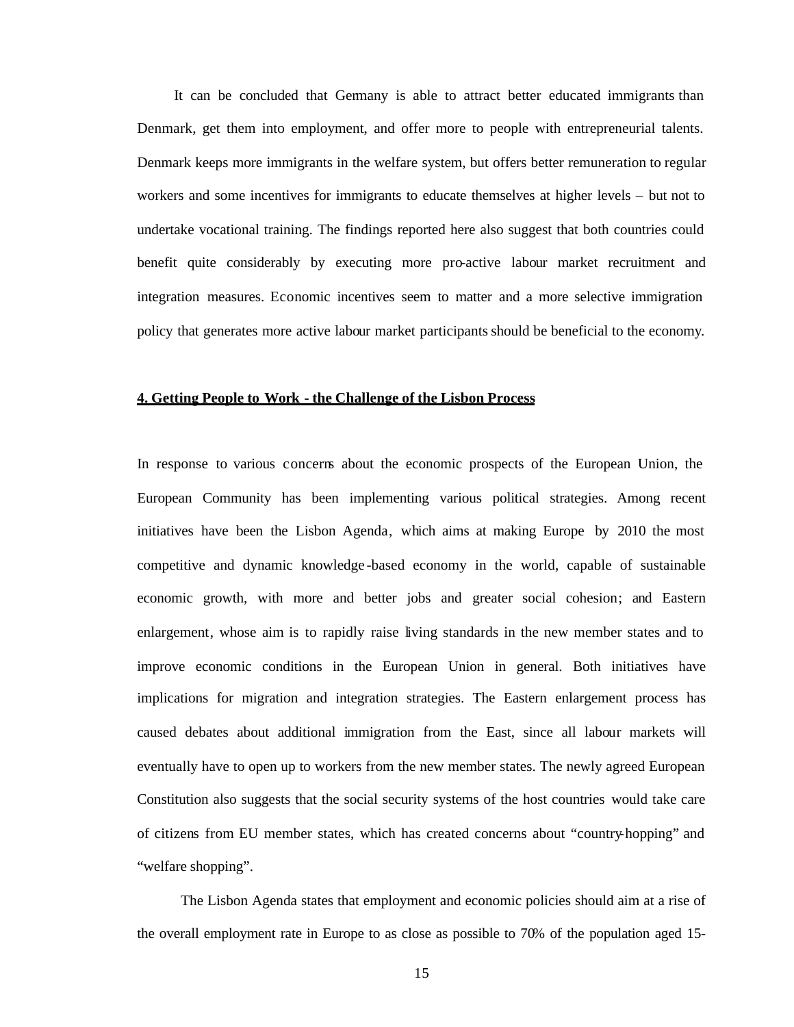It can be concluded that Germany is able to attract better educated immigrants than Denmark, get them into employment, and offer more to people with entrepreneurial talents. Denmark keeps more immigrants in the welfare system, but offers better remuneration to regular workers and some incentives for immigrants to educate themselves at higher levels – but not to undertake vocational training. The findings reported here also suggest that both countries could benefit quite considerably by executing more pro-active labour market recruitment and integration measures. Economic incentives seem to matter and a more selective immigration policy that generates more active labour market participants should be beneficial to the economy.

## 4. Getting People to Work - the Challenge of the Lisbon Process

In response to various concerns about the economic prospects of the European Union, the European Community has been implementing various political strategies. Among recent initiatives have been the Lisbon Agenda, which aims at making Europe by 2010 the most competitive and dynamic knowledge-based economy in the world, capable of sustainable economic growth, with more and better jobs and greater social cohesion; and Eastern enlargement, whose aim is to rapidly raise living standards in the new member states and to improve economic conditions in the European Union in general. Both initiatives have implications for migration and integration strategies. The Eastern enlargement process has caused debates about additional immigration from the East, since all labour markets will eventually have to open up to workers from the new member states. The newly agreed European Constitution also suggests that the social security systems of the host countries would take care of citizens from EU member states, which has created concerns about "country-hopping" and "welfare shopping".

The Lisbon Agenda states that employment and economic policies should aim at a rise of the overall employment rate in Europe to as close as possible to 70% of the population aged 15-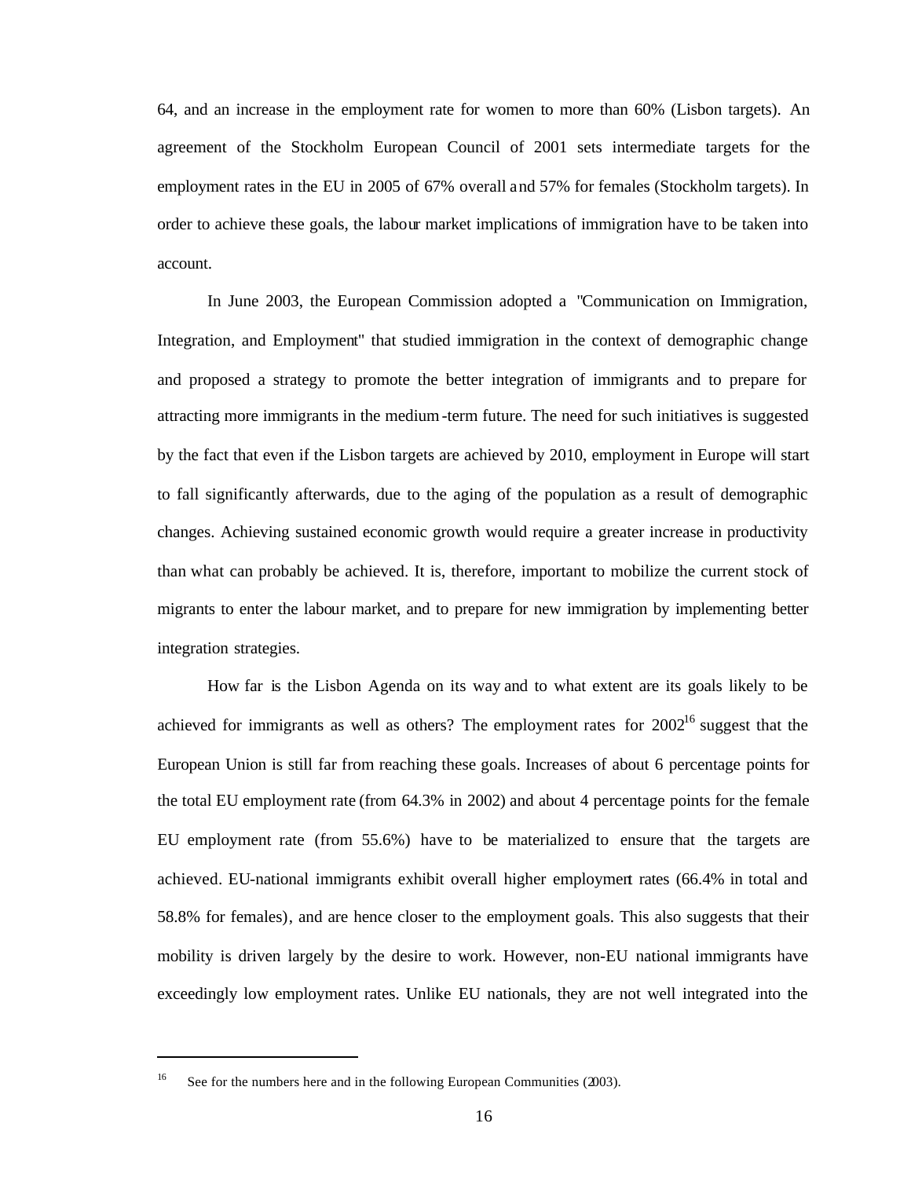64, and an increase in the employment rate for women to more than 60% (Lisbon targets). An agreement of the Stockholm European Council of 2001 sets intermediate targets for the employment rates in the EU in 2005 of 67% overall and 57% for females (Stockholm targets). In order to achieve these goals, the labour market implications of immigration have to be taken into account.

In June 2003, the European Commission adopted a "Communication on Immigration, Integration, and Employment" that studied immigration in the context of demographic change and proposed a strategy to promote the better integration of immigrants and to prepare for attracting more immigrants in the medium-term future. The need for such initiatives is suggested by the fact that even if the Lisbon targets are achieved by 2010, employment in Europe will start to fall significantly afterwards, due to the aging of the population as a result of demographic changes. Achieving sustained economic growth would require a greater increase in productivity than what can probably be achieved. It is, therefore, important to mobilize the current stock of migrants to enter the labour market, and to prepare for new immigration by implementing better integration strategies.

How far is the Lisbon Agenda on its way and to what extent are its goals likely to be achieved for immigrants as well as others? The employment rates for 2002[16] suggest that the European Union is still far from reaching these goals. Increases of about 6 percentage points for the total EU employment rate (from 64.3% in 2002) and about 4 percentage points for the female EU employment rate (from 55.6%) have to be materialized to ensure that the targets are achieved. EU-national immigrants exhibit overall higher employment rates (66.4% in total and 58.8% for females), and are hence closer to the employment goals. This also suggests that their mobility is driven largely by the desire to work. However, non-EU national immigrants have exceedingly low employment rates. Unlike EU nationals, they are not well integrated into the

[16] See for the numbers here and in the following European Communities (2003).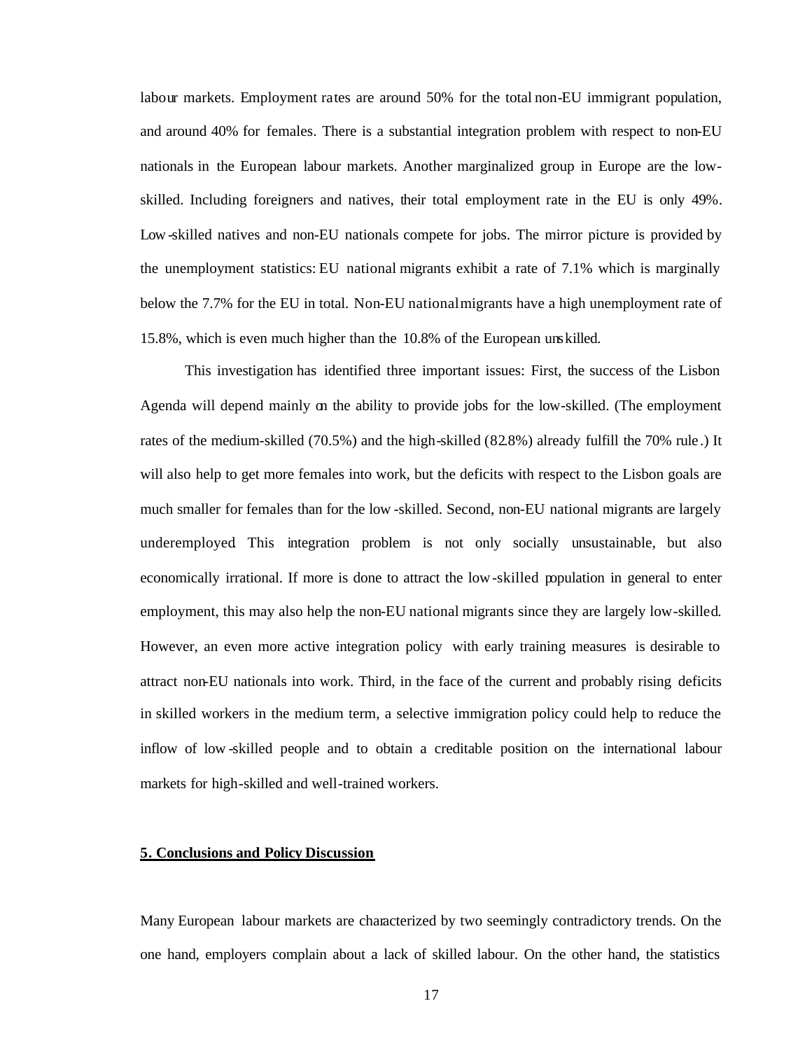labour markets. Employment rates are around 50% for the total non-EU immigrant population, and around 40% for females. There is a substantial integration problem with respect to non-EU nationals in the European labour markets. Another marginalized group in Europe are the low-skilled. Including foreigners and natives, their total employment rate in the EU is only 49%. Low-skilled natives and non-EU nationals compete for jobs. The mirror picture is provided by the unemployment statistics: EU national migrants exhibit a rate of 7.1% which is marginally below the 7.7% for the EU in total. Non-EU national migrants have a high unemployment rate of 15.8%, which is even much higher than the 10.8% of the European unskilled.

This investigation has identified three important issues: First, the success of the Lisbon Agenda will depend mainly on the ability to provide jobs for the low-skilled. (The employment rates of the medium-skilled (70.5%) and the high-skilled (82.8%) already fulfill the 70% rule.) It will also help to get more females into work, but the deficits with respect to the Lisbon goals are much smaller for females than for the low-skilled. Second, non-EU national migrants are largely underemployed. This integration problem is not only socially unsustainable, but also economically irrational. If more is done to attract the low-skilled population in general to enter employment, this may also help the non-EU national migrants since they are largely low-skilled. However, an even more active integration policy with early training measures is desirable to attract non-EU nationals into work. Third, in the face of the current and probably rising deficits in skilled workers in the medium term, a selective immigration policy could help to reduce the inflow of low-skilled people and to obtain a creditable position on the international labour markets for high-skilled and well-trained workers.

## 5. Conclusions and Policy Discussion

Many European labour markets are characterized by two seemingly contradictory trends. On the one hand, employers complain about a lack of skilled labour. On the other hand, the statistics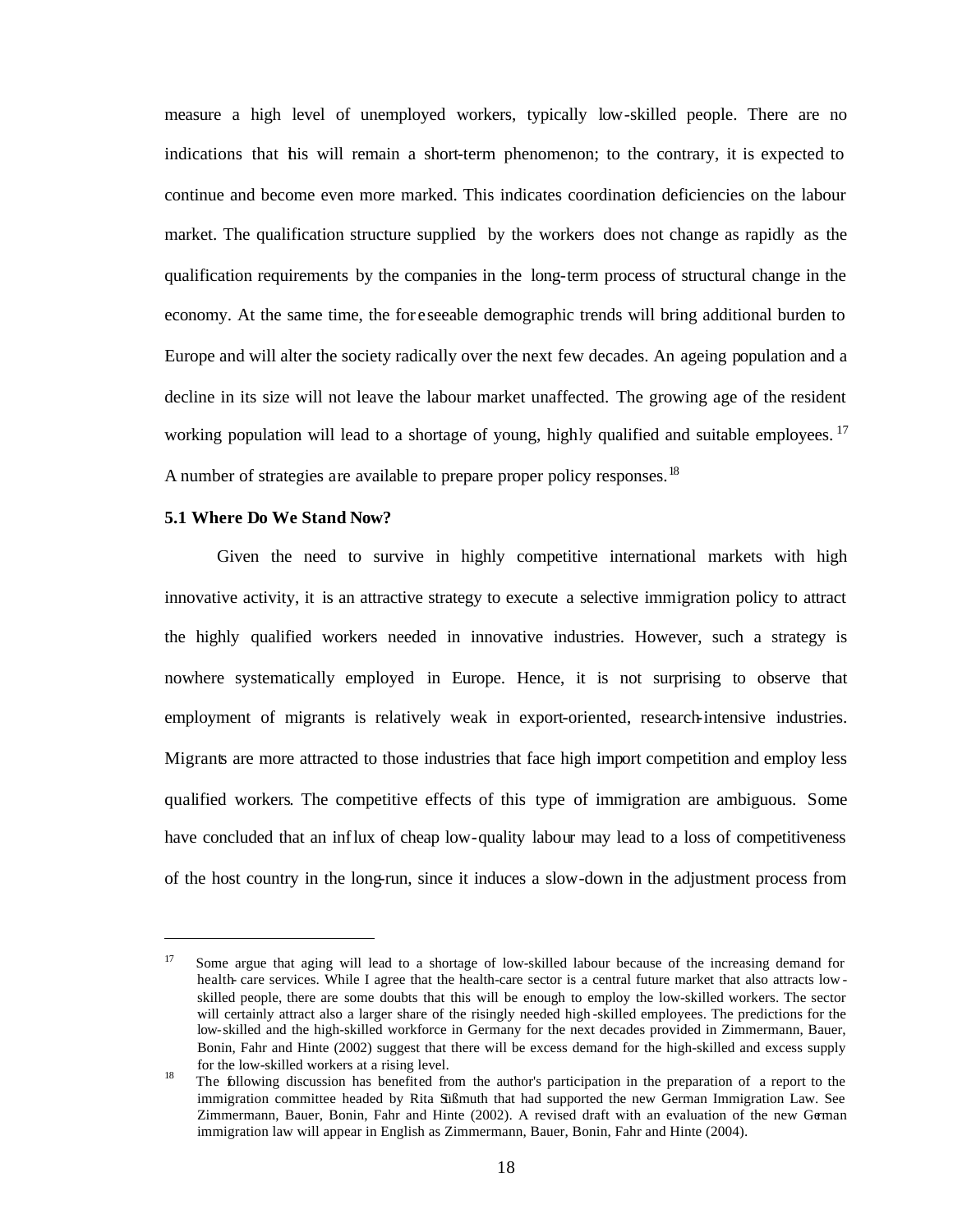measure a high level of unemployed workers, typically low-skilled people. There are no indications that this will remain a short-term phenomenon; to the contrary, it is expected to continue and become even more marked. This indicates coordination deficiencies on the labour market. The qualification structure supplied by the workers does not change as rapidly as the qualification requirements by the companies in the long-term process of structural change in the economy. At the same time, the foreseeable demographic trends will bring additional burden to Europe and will alter the society radically over the next few decades. An ageing population and a decline in its size will not leave the labour market unaffected. The growing age of the resident working population will lead to a shortage of young, highly qualified and suitable employees.[17] A number of strategies are available to prepare proper policy responses.[18]

### 5.1 Where Do We Stand Now?

Given the need to survive in highly competitive international markets with high innovative activity, it is an attractive strategy to execute a selective immigration policy to attract the highly qualified workers needed in innovative industries. However, such a strategy is nowhere systematically employed in Europe. Hence, it is not surprising to observe that employment of migrants is relatively weak in export-oriented, research-intensive industries. Migrants are more attracted to those industries that face high import competition and employ less qualified workers. The competitive effects of this type of immigration are ambiguous. Some have concluded that an influx of cheap low-quality labour may lead to a loss of competitiveness of the host country in the long-run, since it induces a slow-down in the adjustment process from

---

[17] Some argue that aging will lead to a shortage of low-skilled labour because of the increasing demand for health-care services. While I agree that the health-care sector is a central future market that also attracts low-skilled people, there are some doubts that this will be enough to employ the low-skilled workers. The sector will certainly attract also a larger share of the risingly needed high-skilled employees. The predictions for the low-skilled and the high-skilled workforce in Germany for the next decades provided in Zimmermann, Bauer, Bonin, Fahr and Hinte (2002) suggest that there will be excess demand for the high-skilled and excess supply for the low-skilled workers at a rising level.

[18] The following discussion has benefited from the author's participation in the preparation of a report to the immigration committee headed by Rita Süßmuth that had supported the new German Immigration Law. See Zimmermann, Bauer, Bonin, Fahr and Hinte (2002). A revised draft with an evaluation of the new German immigration law will appear in English as Zimmermann, Bauer, Bonin, Fahr and Hinte (2004).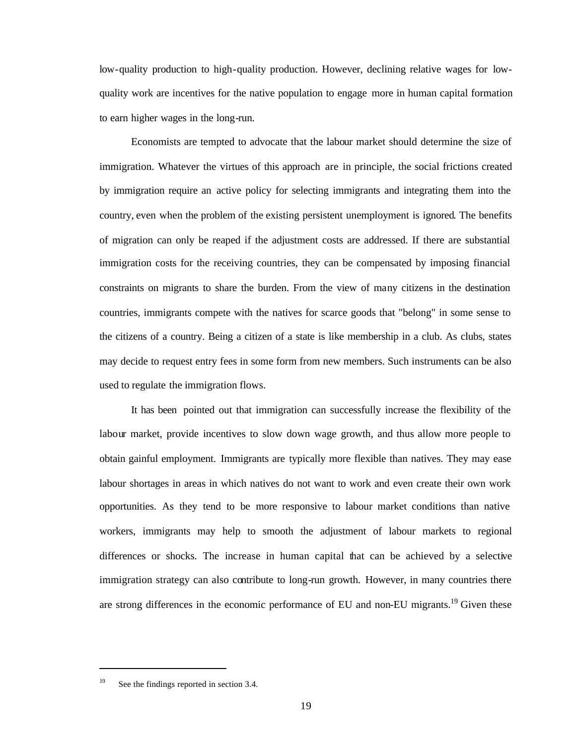low-quality production to high-quality production. However, declining relative wages for low-quality work are incentives for the native population to engage more in human capital formation to earn higher wages in the long-run.

Economists are tempted to advocate that the labour market should determine the size of immigration. Whatever the virtues of this approach are in principle, the social frictions created by immigration require an active policy for selecting immigrants and integrating them into the country, even when the problem of the existing persistent unemployment is ignored. The benefits of migration can only be reaped if the adjustment costs are addressed. If there are substantial immigration costs for the receiving countries, they can be compensated by imposing financial constraints on migrants to share the burden. From the view of many citizens in the destination countries, immigrants compete with the natives for scarce goods that "belong" in some sense to the citizens of a country. Being a citizen of a state is like membership in a club. As clubs, states may decide to request entry fees in some form from new members. Such instruments can be also used to regulate the immigration flows.

It has been pointed out that immigration can successfully increase the flexibility of the labour market, provide incentives to slow down wage growth, and thus allow more people to obtain gainful employment. Immigrants are typically more flexible than natives. They may ease labour shortages in areas in which natives do not want to work and even create their own work opportunities. As they tend to be more responsive to labour market conditions than native workers, immigrants may help to smooth the adjustment of labour markets to regional differences or shocks. The increase in human capital that can be achieved by a selective immigration strategy can also contribute to long-run growth. However, in many countries there are strong differences in the economic performance of EU and non-EU migrants.[19] Given these

[19] See the findings reported in section 3.4.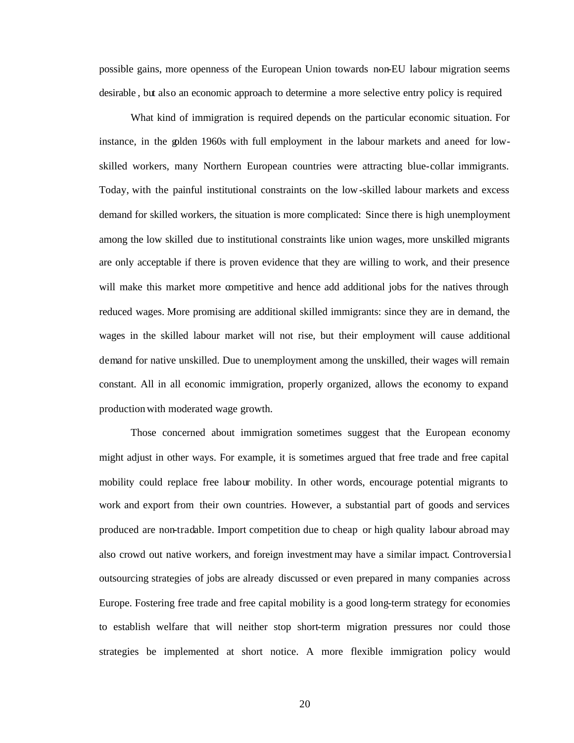possible gains, more openness of the European Union towards non-EU labour migration seems desirable, but also an economic approach to determine a more selective entry policy is required

What kind of immigration is required depends on the particular economic situation. For instance, in the golden 1960s with full employment in the labour markets and a need for low-skilled workers, many Northern European countries were attracting blue-collar immigrants. Today, with the painful institutional constraints on the low-skilled labour markets and excess demand for skilled workers, the situation is more complicated: Since there is high unemployment among the low skilled due to institutional constraints like union wages, more unskilled migrants are only acceptable if there is proven evidence that they are willing to work, and their presence will make this market more competitive and hence add additional jobs for the natives through reduced wages. More promising are additional skilled immigrants: since they are in demand, the wages in the skilled labour market will not rise, but their employment will cause additional demand for native unskilled. Due to unemployment among the unskilled, their wages will remain constant. All in all economic immigration, properly organized, allows the economy to expand production with moderated wage growth.

Those concerned about immigration sometimes suggest that the European economy might adjust in other ways. For example, it is sometimes argued that free trade and free capital mobility could replace free labour mobility. In other words, encourage potential migrants to work and export from their own countries. However, a substantial part of goods and services produced are non-tradable. Import competition due to cheap or high quality labour abroad may also crowd out native workers, and foreign investment may have a similar impact. Controversial outsourcing strategies of jobs are already discussed or even prepared in many companies across Europe. Fostering free trade and free capital mobility is a good long-term strategy for economies to establish welfare that will neither stop short-term migration pressures nor could those strategies be implemented at short notice. A more flexible immigration policy would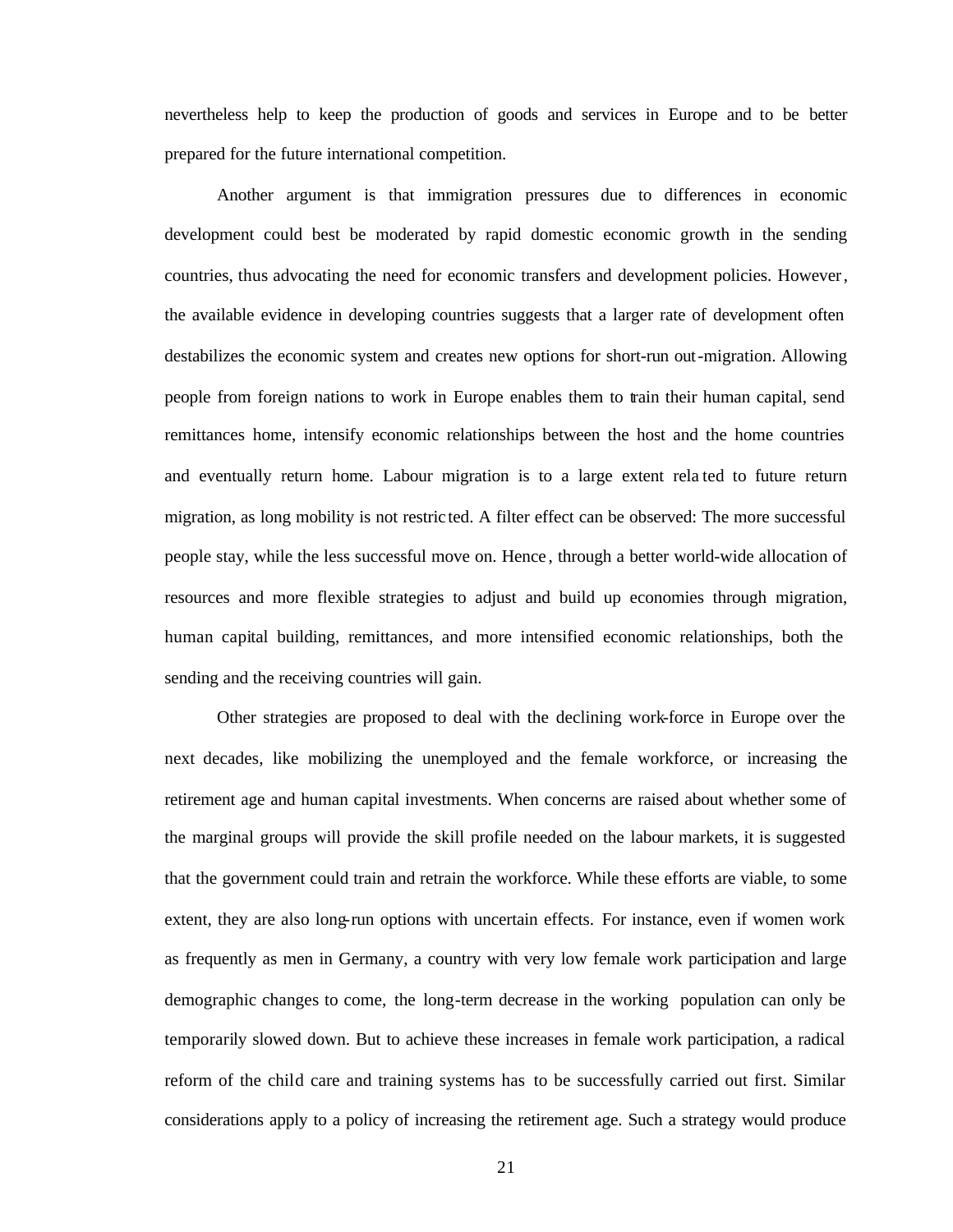nevertheless help to keep the production of goods and services in Europe and to be better prepared for the future international competition.

Another argument is that immigration pressures due to differences in economic development could best be moderated by rapid domestic economic growth in the sending countries, thus advocating the need for economic transfers and development policies. However, the available evidence in developing countries suggests that a larger rate of development often destabilizes the economic system and creates new options for short-run out-migration. Allowing people from foreign nations to work in Europe enables them to train their human capital, send remittances home, intensify economic relationships between the host and the home countries and eventually return home. Labour migration is to a large extent related to future return migration, as long mobility is not restricted. A filter effect can be observed: The more successful people stay, while the less successful move on. Hence, through a better world-wide allocation of resources and more flexible strategies to adjust and build up economies through migration, human capital building, remittances, and more intensified economic relationships, both the sending and the receiving countries will gain.

Other strategies are proposed to deal with the declining work-force in Europe over the next decades, like mobilizing the unemployed and the female workforce, or increasing the retirement age and human capital investments. When concerns are raised about whether some of the marginal groups will provide the skill profile needed on the labour markets, it is suggested that the government could train and retrain the workforce. While these efforts are viable, to some extent, they are also long-run options with uncertain effects. For instance, even if women work as frequently as men in Germany, a country with very low female work participation and large demographic changes to come, the long-term decrease in the working population can only be temporarily slowed down. But to achieve these increases in female work participation, a radical reform of the child care and training systems has to be successfully carried out first. Similar considerations apply to a policy of increasing the retirement age. Such a strategy would produce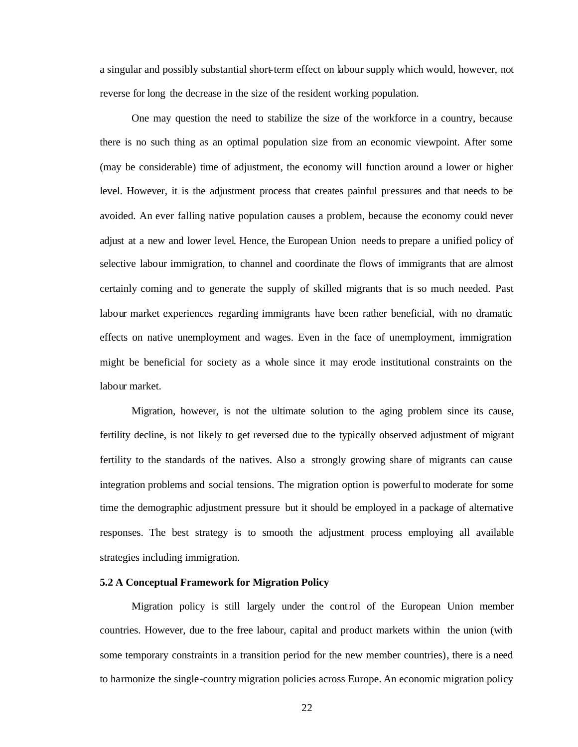a singular and possibly substantial short-term effect on labour supply which would, however, not reverse for long the decrease in the size of the resident working population.

One may question the need to stabilize the size of the workforce in a country, because there is no such thing as an optimal population size from an economic viewpoint. After some (may be considerable) time of adjustment, the economy will function around a lower or higher level. However, it is the adjustment process that creates painful pressures and that needs to be avoided. An ever falling native population causes a problem, because the economy could never adjust at a new and lower level. Hence, the European Union needs to prepare a unified policy of selective labour immigration, to channel and coordinate the flows of immigrants that are almost certainly coming and to generate the supply of skilled migrants that is so much needed. Past labour market experiences regarding immigrants have been rather beneficial, with no dramatic effects on native unemployment and wages. Even in the face of unemployment, immigration might be beneficial for society as a whole since it may erode institutional constraints on the labour market.

Migration, however, is not the ultimate solution to the aging problem since its cause, fertility decline, is not likely to get reversed due to the typically observed adjustment of migrant fertility to the standards of the natives. Also a strongly growing share of migrants can cause integration problems and social tensions. The migration option is powerful to moderate for some time the demographic adjustment pressure but it should be employed in a package of alternative responses. The best strategy is to smooth the adjustment process employing all available strategies including immigration.

### 5.2 A Conceptual Framework for Migration Policy

Migration policy is still largely under the control of the European Union member countries. However, due to the free labour, capital and product markets within the union (with some temporary constraints in a transition period for the new member countries), there is a need to harmonize the single-country migration policies across Europe. An economic migration policy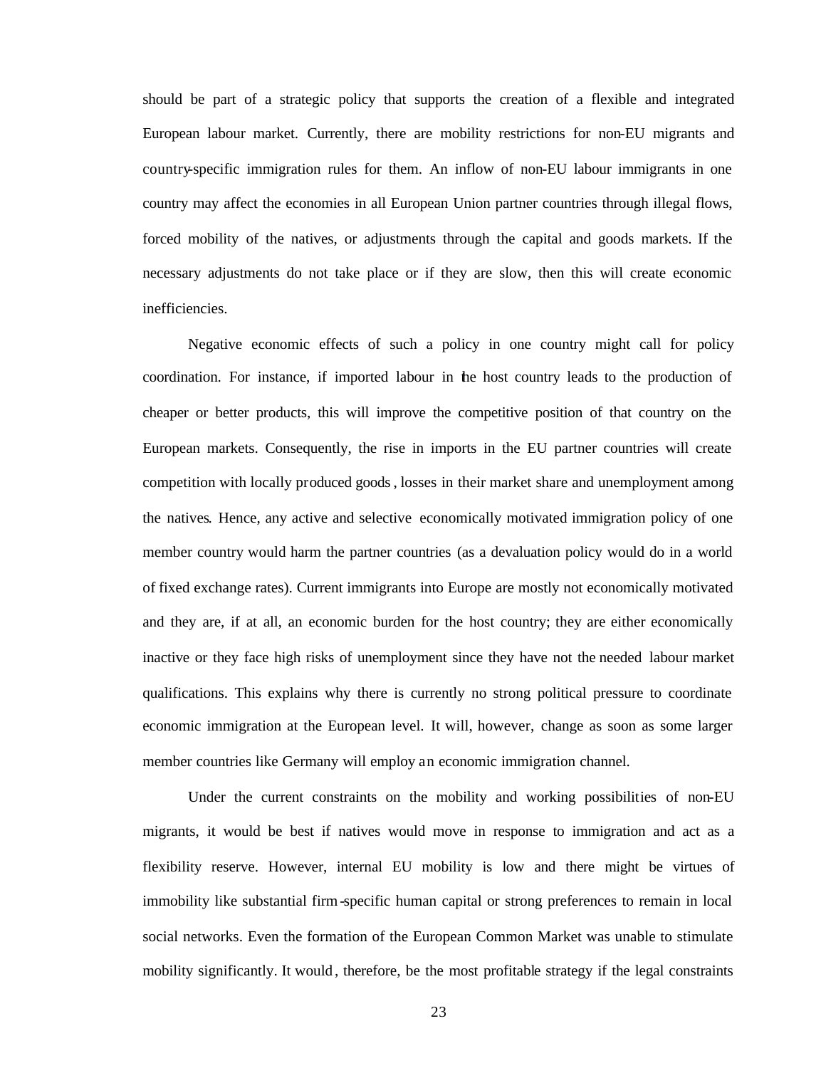should be part of a strategic policy that supports the creation of a flexible and integrated European labour market. Currently, there are mobility restrictions for non-EU migrants and country-specific immigration rules for them. An inflow of non-EU labour immigrants in one country may affect the economies in all European Union partner countries through illegal flows, forced mobility of the natives, or adjustments through the capital and goods markets. If the necessary adjustments do not take place or if they are slow, then this will create economic inefficiencies.

Negative economic effects of such a policy in one country might call for policy coordination. For instance, if imported labour in the host country leads to the production of cheaper or better products, this will improve the competitive position of that country on the European markets. Consequently, the rise in imports in the EU partner countries will create competition with locally produced goods, losses in their market share and unemployment among the natives. Hence, any active and selective economically motivated immigration policy of one member country would harm the partner countries (as a devaluation policy would do in a world of fixed exchange rates). Current immigrants into Europe are mostly not economically motivated and they are, if at all, an economic burden for the host country; they are either economically inactive or they face high risks of unemployment since they have not the needed labour market qualifications. This explains why there is currently no strong political pressure to coordinate economic immigration at the European level. It will, however, change as soon as some larger member countries like Germany will employ an economic immigration channel.

Under the current constraints on the mobility and working possibilities of non-EU migrants, it would be best if natives would move in response to immigration and act as a flexibility reserve. However, internal EU mobility is low and there might be virtues of immobility like substantial firm-specific human capital or strong preferences to remain in local social networks. Even the formation of the European Common Market was unable to stimulate mobility significantly. It would, therefore, be the most profitable strategy if the legal constraints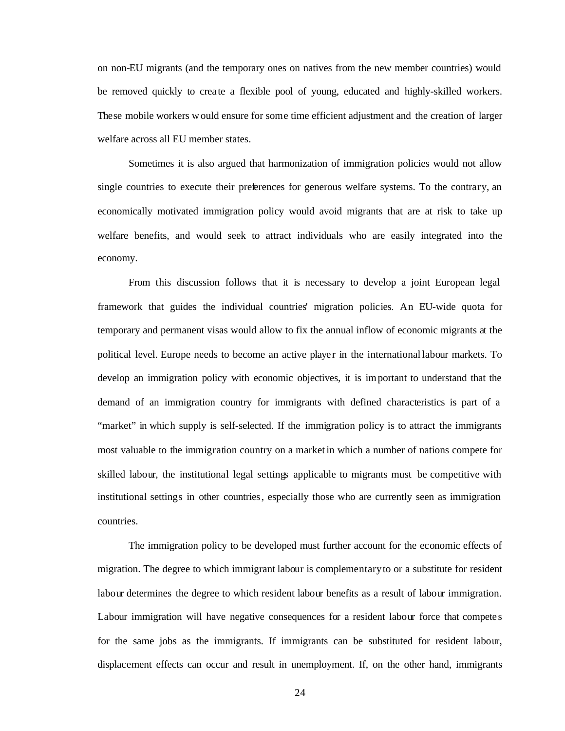on non-EU migrants (and the temporary ones on natives from the new member countries) would be removed quickly to create a flexible pool of young, educated and highly-skilled workers. These mobile workers would ensure for some time efficient adjustment and the creation of larger welfare across all EU member states.

Sometimes it is also argued that harmonization of immigration policies would not allow single countries to execute their preferences for generous welfare systems. To the contrary, an economically motivated immigration policy would avoid migrants that are at risk to take up welfare benefits, and would seek to attract individuals who are easily integrated into the economy.

From this discussion follows that it is necessary to develop a joint European legal framework that guides the individual countries' migration policies. An EU-wide quota for temporary and permanent visas would allow to fix the annual inflow of economic migrants at the political level. Europe needs to become an active player in the international labour markets. To develop an immigration policy with economic objectives, it is important to understand that the demand of an immigration country for immigrants with defined characteristics is part of a "market" in which supply is self-selected. If the immigration policy is to attract the immigrants most valuable to the immigration country on a market in which a number of nations compete for skilled labour, the institutional legal settings applicable to migrants must be competitive with institutional settings in other countries, especially those who are currently seen as immigration countries.

The immigration policy to be developed must further account for the economic effects of migration. The degree to which immigrant labour is complementary to or a substitute for resident labour determines the degree to which resident labour benefits as a result of labour immigration. Labour immigration will have negative consequences for a resident labour force that competes for the same jobs as the immigrants. If immigrants can be substituted for resident labour, displacement effects can occur and result in unemployment. If, on the other hand, immigrants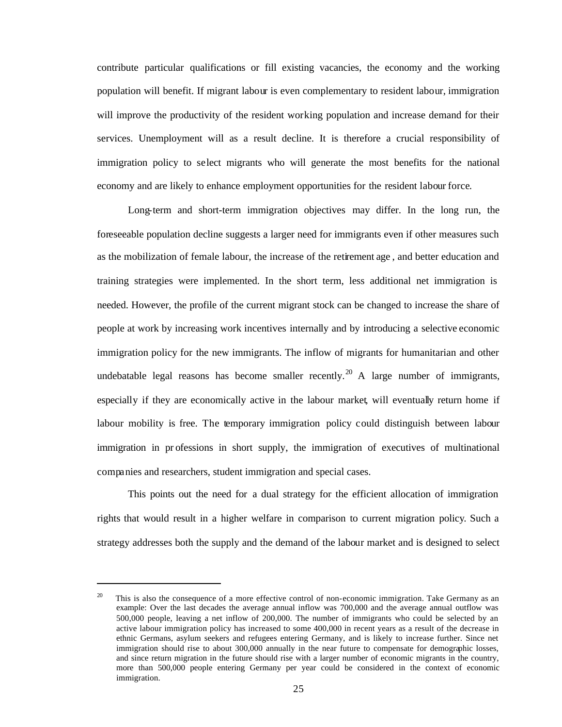contribute particular qualifications or fill existing vacancies, the economy and the working population will benefit. If migrant labour is even complementary to resident labour, immigration will improve the productivity of the resident working population and increase demand for their services. Unemployment will as a result decline. It is therefore a crucial responsibility of immigration policy to select migrants who will generate the most benefits for the national economy and are likely to enhance employment opportunities for the resident labour force.

Long-term and short-term immigration objectives may differ. In the long run, the foreseeable population decline suggests a larger need for immigrants even if other measures such as the mobilization of female labour, the increase of the retirement age, and better education and training strategies were implemented. In the short term, less additional net immigration is needed. However, the profile of the current migrant stock can be changed to increase the share of people at work by increasing work incentives internally and by introducing a selective economic immigration policy for the new immigrants. The inflow of migrants for humanitarian and other undebatable legal reasons has become smaller recently.[20] A large number of immigrants, especially if they are economically active in the labour market, will eventually return home if labour mobility is free. The temporary immigration policy could distinguish between labour immigration in professions in short supply, the immigration of executives of multinational companies and researchers, student immigration and special cases.

This points out the need for a dual strategy for the efficient allocation of immigration rights that would result in a higher welfare in comparison to current migration policy. Such a strategy addresses both the supply and the demand of the labour market and is designed to select

---

[20] This is also the consequence of a more effective control of non-economic immigration. Take Germany as an example: Over the last decades the average annual inflow was 700,000 and the average annual outflow was 500,000 people, leaving a net inflow of 200,000. The number of immigrants who could be selected by an active labour immigration policy has increased to some 400,000 in recent years as a result of the decrease in ethnic Germans, asylum seekers and refugees entering Germany, and is likely to increase further. Since net immigration should rise to about 300,000 annually in the near future to compensate for demographic losses, and since return migration in the future should rise with a larger number of economic migrants in the country, more than 500,000 people entering Germany per year could be considered in the context of economic immigration.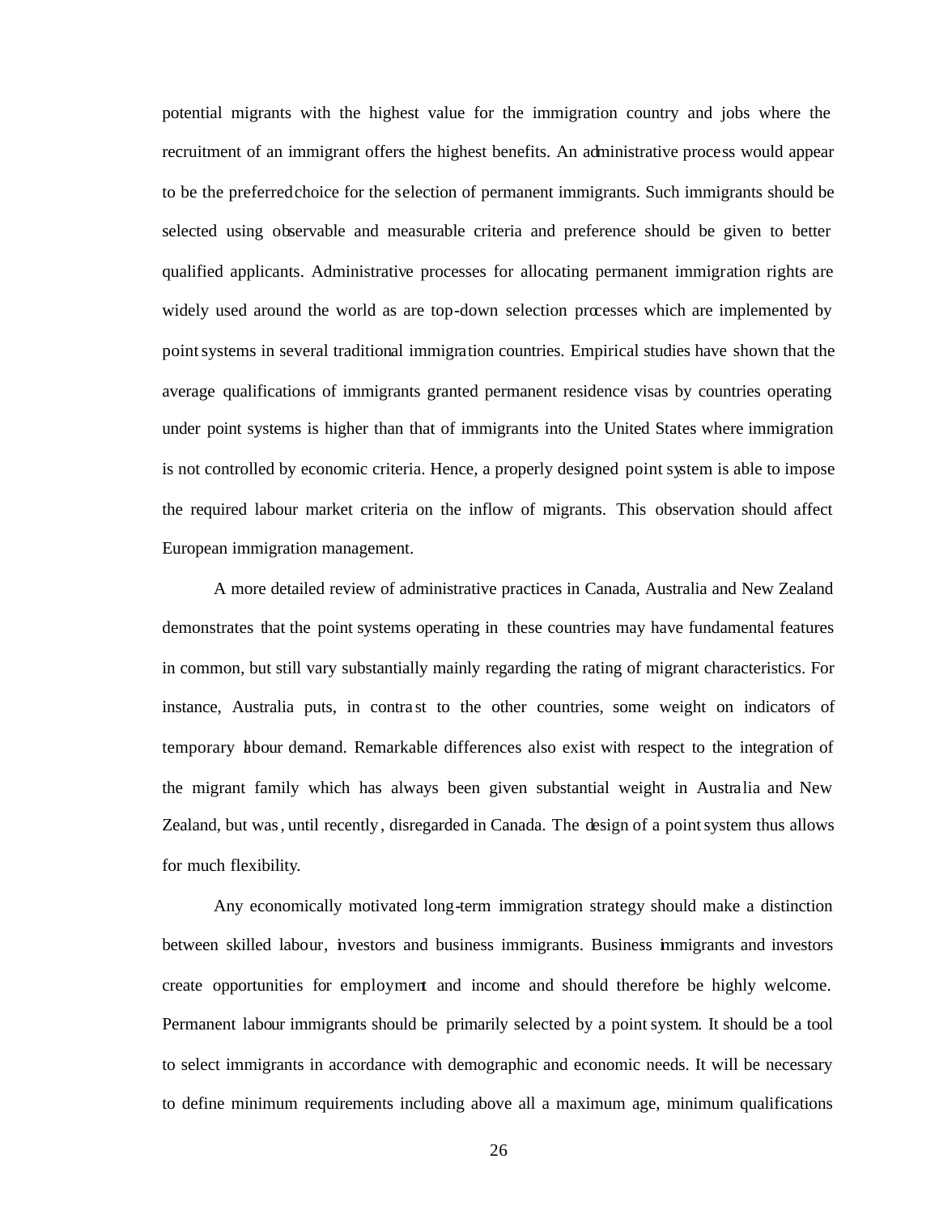potential migrants with the highest value for the immigration country and jobs where the recruitment of an immigrant offers the highest benefits. An administrative process would appear to be the preferred choice for the selection of permanent immigrants. Such immigrants should be selected using observable and measurable criteria and preference should be given to better qualified applicants. Administrative processes for allocating permanent immigration rights are widely used around the world as are top-down selection processes which are implemented by point systems in several traditional immigration countries. Empirical studies have shown that the average qualifications of immigrants granted permanent residence visas by countries operating under point systems is higher than that of immigrants into the United States where immigration is not controlled by economic criteria. Hence, a properly designed point system is able to impose the required labour market criteria on the inflow of migrants. This observation should affect European immigration management.

A more detailed review of administrative practices in Canada, Australia and New Zealand demonstrates that the point systems operating in these countries may have fundamental features in common, but still vary substantially mainly regarding the rating of migrant characteristics. For instance, Australia puts, in contrast to the other countries, some weight on indicators of temporary labour demand. Remarkable differences also exist with respect to the integration of the migrant family which has always been given substantial weight in Australia and New Zealand, but was, until recently, disregarded in Canada. The design of a point system thus allows for much flexibility.

Any economically motivated long-term immigration strategy should make a distinction between skilled labour, investors and business immigrants. Business immigrants and investors create opportunities for employment and income and should therefore be highly welcome. Permanent labour immigrants should be primarily selected by a point system. It should be a tool to select immigrants in accordance with demographic and economic needs. It will be necessary to define minimum requirements including above all a maximum age, minimum qualifications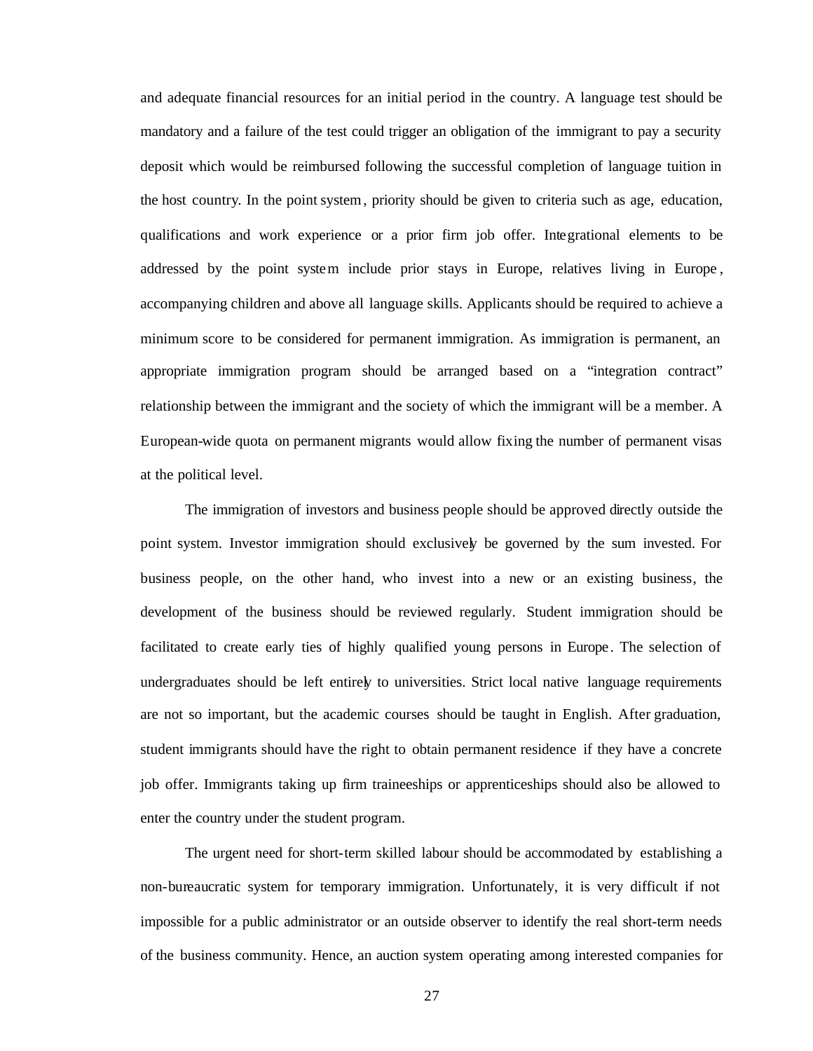and adequate financial resources for an initial period in the country. A language test should be mandatory and a failure of the test could trigger an obligation of the immigrant to pay a security deposit which would be reimbursed following the successful completion of language tuition in the host country. In the point system, priority should be given to criteria such as age, education, qualifications and work experience or a prior firm job offer. Integrational elements to be addressed by the point system include prior stays in Europe, relatives living in Europe, accompanying children and above all language skills. Applicants should be required to achieve a minimum score to be considered for permanent immigration. As immigration is permanent, an appropriate immigration program should be arranged based on a "integration contract" relationship between the immigrant and the society of which the immigrant will be a member. A European-wide quota on permanent migrants would allow fixing the number of permanent visas at the political level.

The immigration of investors and business people should be approved directly outside the point system. Investor immigration should exclusively be governed by the sum invested. For business people, on the other hand, who invest into a new or an existing business, the development of the business should be reviewed regularly. Student immigration should be facilitated to create early ties of highly qualified young persons in Europe. The selection of undergraduates should be left entirely to universities. Strict local native language requirements are not so important, but the academic courses should be taught in English. After graduation, student immigrants should have the right to obtain permanent residence if they have a concrete job offer. Immigrants taking up firm traineeships or apprenticeships should also be allowed to enter the country under the student program.

The urgent need for short-term skilled labour should be accommodated by establishing a non-bureaucratic system for temporary immigration. Unfortunately, it is very difficult if not impossible for a public administrator or an outside observer to identify the real short-term needs of the business community. Hence, an auction system operating among interested companies for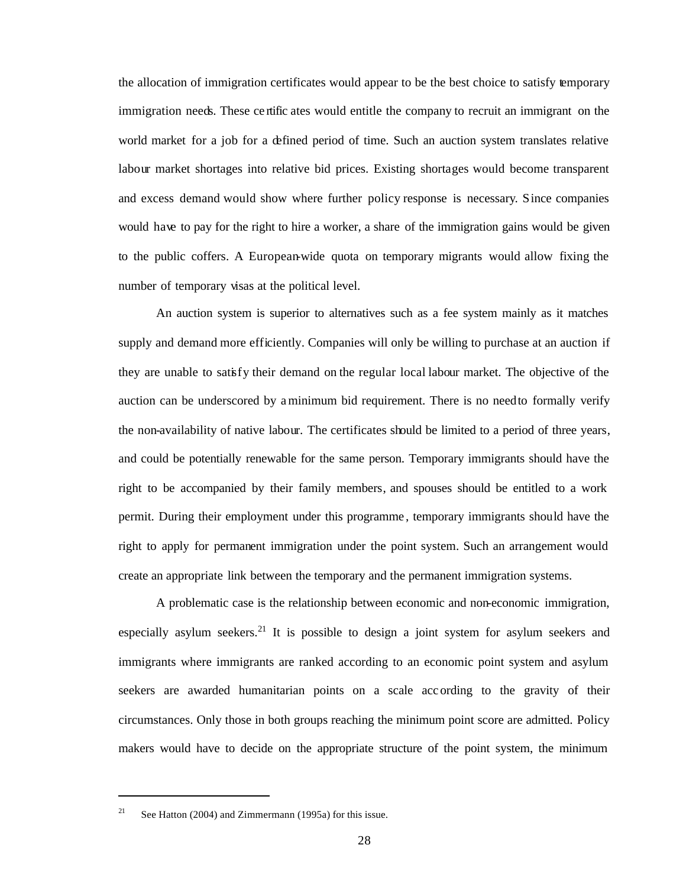the allocation of immigration certificates would appear to be the best choice to satisfy temporary immigration needs. These certificates would entitle the company to recruit an immigrant on the world market for a job for a defined period of time. Such an auction system translates relative labour market shortages into relative bid prices. Existing shortages would become transparent and excess demand would show where further policy response is necessary. Since companies would have to pay for the right to hire a worker, a share of the immigration gains would be given to the public coffers. A European-wide quota on temporary migrants would allow fixing the number of temporary visas at the political level.

An auction system is superior to alternatives such as a fee system mainly as it matches supply and demand more efficiently. Companies will only be willing to purchase at an auction if they are unable to satisfy their demand on the regular local labour market. The objective of the auction can be underscored by a minimum bid requirement. There is no need to formally verify the non-availability of native labour. The certificates should be limited to a period of three years, and could be potentially renewable for the same person. Temporary immigrants should have the right to be accompanied by their family members, and spouses should be entitled to a work permit. During their employment under this programme, temporary immigrants should have the right to apply for permanent immigration under the point system. Such an arrangement would create an appropriate link between the temporary and the permanent immigration systems.

A problematic case is the relationship between economic and non-economic immigration, especially asylum seekers.[21] It is possible to design a joint system for asylum seekers and immigrants where immigrants are ranked according to an economic point system and asylum seekers are awarded humanitarian points on a scale according to the gravity of their circumstances. Only those in both groups reaching the minimum point score are admitted. Policy makers would have to decide on the appropriate structure of the point system, the minimum

[21] See Hatton (2004) and Zimmermann (1995a) for this issue.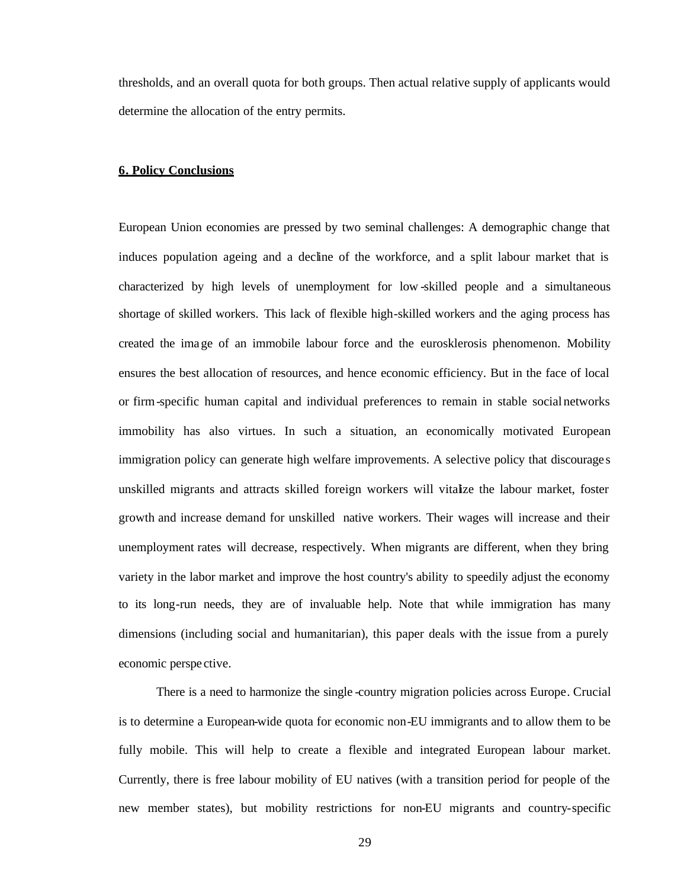thresholds, and an overall quota for both groups. Then actual relative supply of applicants would determine the allocation of the entry permits.

## 6. Policy Conclusions

European Union economies are pressed by two seminal challenges: A demographic change that induces population ageing and a decline of the workforce, and a split labour market that is characterized by high levels of unemployment for low-skilled people and a simultaneous shortage of skilled workers. This lack of flexible high-skilled workers and the aging process has created the image of an immobile labour force and the eurosklerosis phenomenon. Mobility ensures the best allocation of resources, and hence economic efficiency. But in the face of local or firm-specific human capital and individual preferences to remain in stable social networks immobility has also virtues. In such a situation, an economically motivated European immigration policy can generate high welfare improvements. A selective policy that discourages unskilled migrants and attracts skilled foreign workers will vitalize the labour market, foster growth and increase demand for unskilled native workers. Their wages will increase and their unemployment rates will decrease, respectively. When migrants are different, when they bring variety in the labor market and improve the host country's ability to speedily adjust the economy to its long-run needs, they are of invaluable help. Note that while immigration has many dimensions (including social and humanitarian), this paper deals with the issue from a purely economic perspective.

There is a need to harmonize the single-country migration policies across Europe. Crucial is to determine a European-wide quota for economic non-EU immigrants and to allow them to be fully mobile. This will help to create a flexible and integrated European labour market. Currently, there is free labour mobility of EU natives (with a transition period for people of the new member states), but mobility restrictions for non-EU migrants and country-specific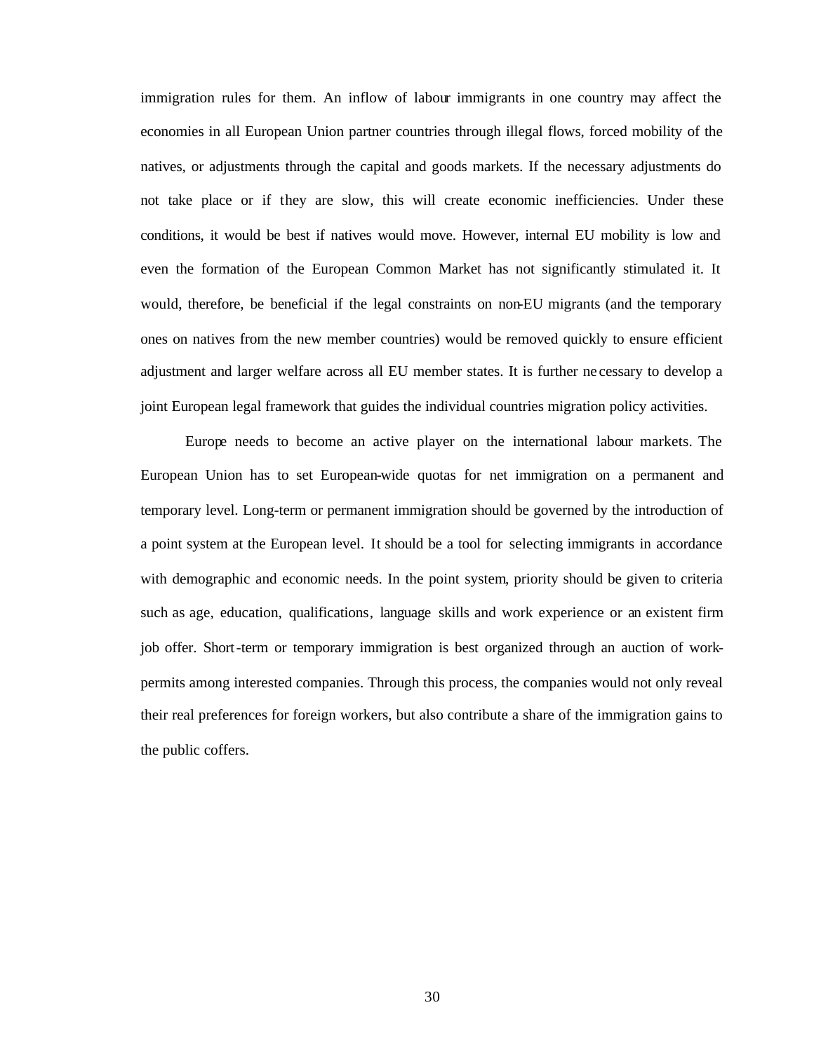immigration rules for them. An inflow of labour immigrants in one country may affect the economies in all European Union partner countries through illegal flows, forced mobility of the natives, or adjustments through the capital and goods markets. If the necessary adjustments do not take place or if they are slow, this will create economic inefficiencies. Under these conditions, it would be best if natives would move. However, internal EU mobility is low and even the formation of the European Common Market has not significantly stimulated it. It would, therefore, be beneficial if the legal constraints on non-EU migrants (and the temporary ones on natives from the new member countries) would be removed quickly to ensure efficient adjustment and larger welfare across all EU member states. It is further necessary to develop a joint European legal framework that guides the individual countries migration policy activities.

Europe needs to become an active player on the international labour markets. The European Union has to set European-wide quotas for net immigration on a permanent and temporary level. Long-term or permanent immigration should be governed by the introduction of a point system at the European level. It should be a tool for selecting immigrants in accordance with demographic and economic needs. In the point system, priority should be given to criteria such as age, education, qualifications, language skills and work experience or an existent firm job offer. Short-term or temporary immigration is best organized through an auction of work-permits among interested companies. Through this process, the companies would not only reveal their real preferences for foreign workers, but also contribute a share of the immigration gains to the public coffers.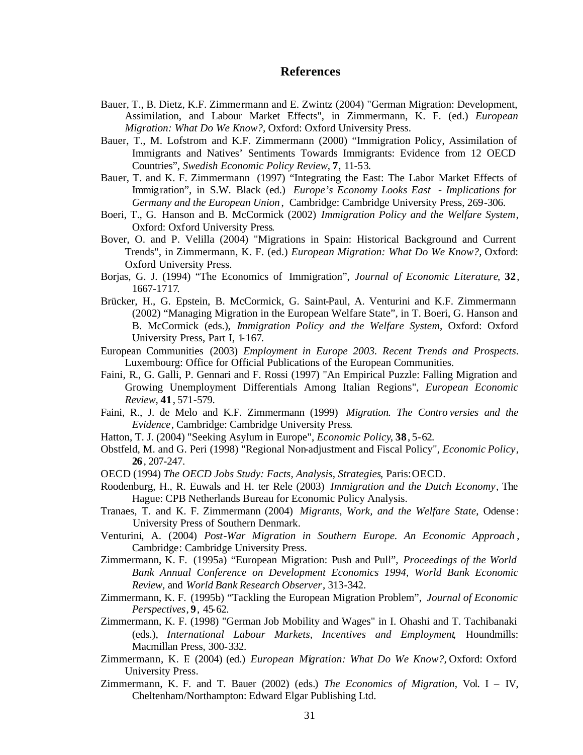## References

Bauer, T., B. Dietz, K.F. Zimmermann and E. Zwintz (2004) "German Migration: Development, Assimilation, and Labour Market Effects", in Zimmermann, K. F. (ed.) *European Migration: What Do We Know?*, Oxford: Oxford University Press.

Bauer, T., M. Lofstrom and K.F. Zimmermann (2000) "Immigration Policy, Assimilation of Immigrants and Natives' Sentiments Towards Immigrants: Evidence from 12 OECD Countries", *Swedish Economic Policy Review*, **7**, 11-53.

Bauer, T. and K. F. Zimmermann (1997) "Integrating the East: The Labor Market Effects of Immigration", in S.W. Black (ed.) *Europe's Economy Looks East - Implications for Germany and the European Union*, Cambridge: Cambridge University Press, 269-306.

Boeri, T., G. Hanson and B. McCormick (2002) *Immigration Policy and the Welfare System*, Oxford: Oxford University Press.

Bover, O. and P. Velilla (2004) "Migrations in Spain: Historical Background and Current Trends", in Zimmermann, K. F. (ed.) *European Migration: What Do We Know?*, Oxford: Oxford University Press.

Borjas, G. J. (1994) "The Economics of Immigration", *Journal of Economic Literature*, **32**, 1667-1717.

Brücker, H., G. Epstein, B. McCormick, G. Saint-Paul, A. Venturini and K.F. Zimmermann (2002) "Managing Migration in the European Welfare State", in T. Boeri, G. Hanson and B. McCormick (eds.), *Immigration Policy and the Welfare System*, Oxford: Oxford University Press, Part I, 1-167.

European Communities (2003) *Employment in Europe 2003. Recent Trends and Prospects*. Luxembourg: Office for Official Publications of the European Communities.

Faini, R., G. Galli, P. Gennari and F. Rossi (1997) "An Empirical Puzzle: Falling Migration and Growing Unemployment Differentials Among Italian Regions", *European Economic Review*, **41**, 571-579.

Faini, R., J. de Melo and K.F. Zimmermann (1999) *Migration. The Controversies and the Evidence*, Cambridge: Cambridge University Press.

Hatton, T. J. (2004) "Seeking Asylum in Europe", *Economic Policy*, **38**, 5-62.

Obstfeld, M. and G. Peri (1998) "Regional Non-adjustment and Fiscal Policy", *Economic Policy*, **26**, 207-247.

OECD (1994) *The OECD Jobs Study: Facts, Analysis, Strategies*, Paris: OECD.

Roodenburg, H., R. Euwals and H. ter Rele (2003) *Immigration and the Dutch Economy*, The Hague: CPB Netherlands Bureau for Economic Policy Analysis.

Tranaes, T. and K. F. Zimmermann (2004) *Migrants, Work, and the Welfare State*, Odense: University Press of Southern Denmark.

Venturini, A. (2004) *Post-War Migration in Southern Europe. An Economic Approach*, Cambridge: Cambridge University Press.

Zimmermann, K. F. (1995a) "European Migration: Push and Pull", *Proceedings of the World Bank Annual Conference on Development Economics 1994, World Bank Economic Review*, and *World Bank Research Observer*, 313-342.

Zimmermann, K. F. (1995b) "Tackling the European Migration Problem", *Journal of Economic Perspectives*, **9**, 45-62.

Zimmermann, K. F. (1998) "German Job Mobility and Wages" in I. Ohashi and T. Tachibanaki (eds.), *International Labour Markets, Incentives and Employment*, Houndmills: Macmillan Press, 300-332.

Zimmermann, K. F. (2004) (ed.) *European Migration: What Do We Know?*, Oxford: Oxford University Press.

Zimmermann, K. F. and T. Bauer (2002) (eds.) *The Economics of Migration*, Vol. I – IV, Cheltenham/Northampton: Edward Elgar Publishing Ltd.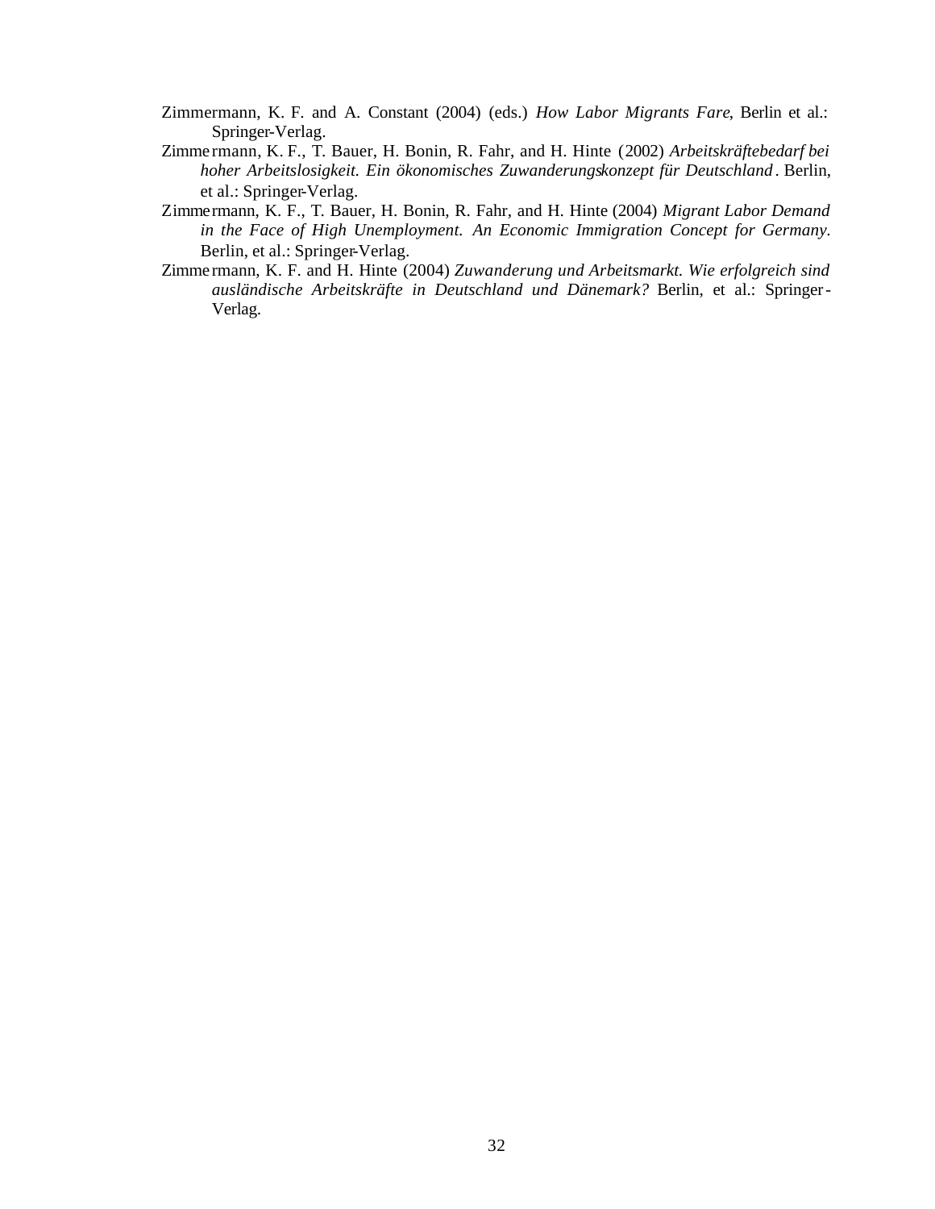Zimmermann, K. F. and A. Constant (2004) (eds.) *How Labor Migrants Fare*, Berlin et al.: Springer-Verlag.

Zimmermann, K. F., T. Bauer, H. Bonin, R. Fahr, and H. Hinte (2002) *Arbeitskräftebedarf bei hoher Arbeitslosigkeit. Ein ökonomisches Zuwanderungskonzept für Deutschland*. Berlin, et al.: Springer-Verlag.

Zimmermann, K. F., T. Bauer, H. Bonin, R. Fahr, and H. Hinte (2004) *Migrant Labor Demand in the Face of High Unemployment. An Economic Immigration Concept for Germany*. Berlin, et al.: Springer-Verlag.

Zimmermann, K. F. and H. Hinte (2004) *Zuwanderung und Arbeitsmarkt. Wie erfolgreich sind ausländische Arbeitskräfte in Deutschland und Dänemark?* Berlin, et al.: Springer-Verlag.